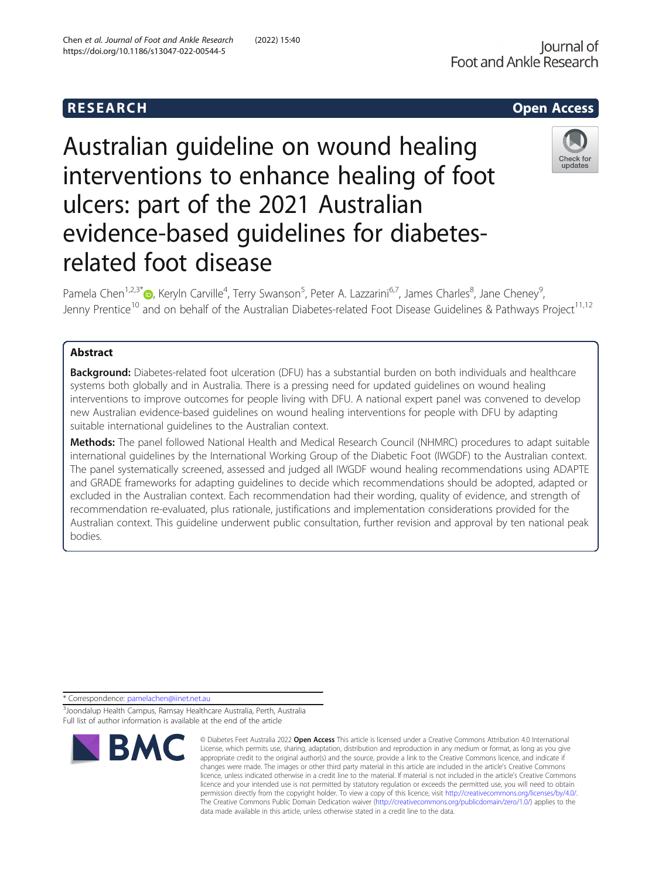RESEARCH

Open Access

# Australian guideline on wound healing interventions to enhance healing of foot ulcers: part of the 2021 Australian evidence-based guidelines for diabetes-related foot disease

Pamela Chen[1,2,3*], Keryln Carville[4], Terry Swanson[5], Peter A. Lazzarini[6,7], James Charles[8], Jane Cheney[9], Jenny Prentice[10] and on behalf of the Australian Diabetes-related Foot Disease Guidelines & Pathways Project[11,12]

## Abstract

**Background:** Diabetes-related foot ulceration (DFU) has a substantial burden on both individuals and healthcare systems both globally and in Australia. There is a pressing need for updated guidelines on wound healing interventions to improve outcomes for people living with DFU. A national expert panel was convened to develop new Australian evidence-based guidelines on wound healing interventions for people with DFU by adapting suitable international guidelines to the Australian context.

**Methods:** The panel followed National Health and Medical Research Council (NHMRC) procedures to adapt suitable international guidelines by the International Working Group of the Diabetic Foot (IWGDF) to the Australian context. The panel systematically screened, assessed and judged all IWGDF wound healing recommendations using ADAPTE and GRADE frameworks for adapting guidelines to decide which recommendations should be adopted, adapted or excluded in the Australian context. Each recommendation had their wording, quality of evidence, and strength of recommendation re-evaluated, plus rationale, justifications and implementation considerations provided for the Australian context. This guideline underwent public consultation, further revision and approval by ten national peak bodies.

\* Correspondence: pamelachen@iinet.net.au

[3]Joondalup Health Campus, Ramsay Healthcare Australia, Perth, Australia

Full list of author information is available at the end of the article

© Diabetes Feet Australia 2022 **Open Access** This article is licensed under a Creative Commons Attribution 4.0 International License, which permits use, sharing, adaptation, distribution and reproduction in any medium or format, as long as you give appropriate credit to the original author(s) and the source, provide a link to the Creative Commons licence, and indicate if changes were made. The images or other third party material in this article are included in the article's Creative Commons licence, unless indicated otherwise in a credit line to the material. If material is not included in the article's Creative Commons licence and your intended use is not permitted by statutory regulation or exceeds the permitted use, you will need to obtain permission directly from the copyright holder. To view a copy of this licence, visit http://creativecommons.org/licenses/by/4.0/. The Creative Commons Public Domain Dedication waiver (http://creativecommons.org/publicdomain/zero/1.0/) applies to the data made available in this article, unless otherwise stated in a credit line to the data.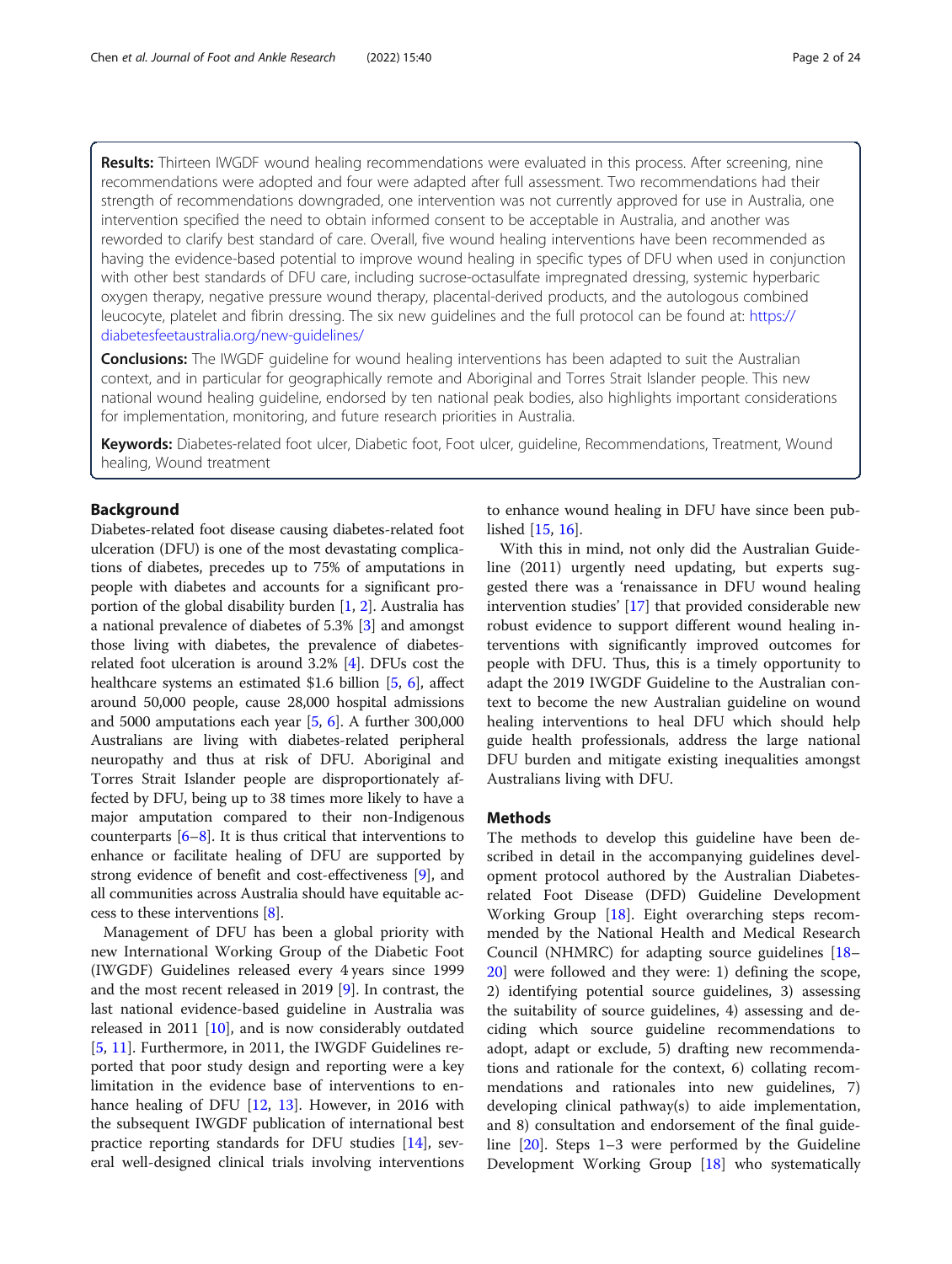**Results:** Thirteen IWGDF wound healing recommendations were evaluated in this process. After screening, nine recommendations were adopted and four were adapted after full assessment. Two recommendations had their strength of recommendations downgraded, one intervention was not currently approved for use in Australia, one intervention specified the need to obtain informed consent to be acceptable in Australia, and another was reworded to clarify best standard of care. Overall, five wound healing interventions have been recommended as having the evidence-based potential to improve wound healing in specific types of DFU when used in conjunction with other best standards of DFU care, including sucrose-octasulfate impregnated dressing, systemic hyperbaric oxygen therapy, negative pressure wound therapy, placental-derived products, and the autologous combined leucocyte, platelet and fibrin dressing. The six new guidelines and the full protocol can be found at: https://diabetesfeetaustralia.org/new-guidelines/

**Conclusions:** The IWGDF guideline for wound healing interventions has been adapted to suit the Australian context, and in particular for geographically remote and Aboriginal and Torres Strait Islander people. This new national wound healing guideline, endorsed by ten national peak bodies, also highlights important considerations for implementation, monitoring, and future research priorities in Australia.

**Keywords:** Diabetes-related foot ulcer, Diabetic foot, Foot ulcer, guideline, Recommendations, Treatment, Wound healing, Wound treatment

## Background

Diabetes-related foot disease causing diabetes-related foot ulceration (DFU) is one of the most devastating complications of diabetes, precedes up to 75% of amputations in people with diabetes and accounts for a significant proportion of the global disability burden [1, 2]. Australia has a national prevalence of diabetes of 5.3% [3] and amongst those living with diabetes, the prevalence of diabetes-related foot ulceration is around 3.2% [4]. DFUs cost the healthcare systems an estimated $1.6 billion [5, 6], affect around 50,000 people, cause 28,000 hospital admissions and 5000 amputations each year [5, 6]. A further 300,000 Australians are living with diabetes-related peripheral neuropathy and thus at risk of DFU. Aboriginal and Torres Strait Islander people are disproportionately affected by DFU, being up to 38 times more likely to have a major amputation compared to their non-Indigenous counterparts [6–8]. It is thus critical that interventions to enhance or facilitate healing of DFU are supported by strong evidence of benefit and cost-effectiveness [9], and all communities across Australia should have equitable access to these interventions [8].

Management of DFU has been a global priority with new International Working Group of the Diabetic Foot (IWGDF) Guidelines released every 4 years since 1999 and the most recent released in 2019 [9]. In contrast, the last national evidence-based guideline in Australia was released in 2011 [10], and is now considerably outdated [5, 11]. Furthermore, in 2011, the IWGDF Guidelines reported that poor study design and reporting were a key limitation in the evidence base of interventions to enhance healing of DFU [12, 13]. However, in 2016 with the subsequent IWGDF publication of international best practice reporting standards for DFU studies [14], several well-designed clinical trials involving interventions to enhance wound healing in DFU have since been published [15, 16].

With this in mind, not only did the Australian Guideline (2011) urgently need updating, but experts suggested there was a 'renaissance in DFU wound healing intervention studies' [17] that provided considerable new robust evidence to support different wound healing interventions with significantly improved outcomes for people with DFU. Thus, this is a timely opportunity to adapt the 2019 IWGDF Guideline to the Australian context to become the new Australian guideline on wound healing interventions to heal DFU which should help guide health professionals, address the large national DFU burden and mitigate existing inequalities amongst Australians living with DFU.

## Methods

The methods to develop this guideline have been described in detail in the accompanying guidelines development protocol authored by the Australian Diabetes-related Foot Disease (DFD) Guideline Development Working Group [18]. Eight overarching steps recommended by the National Health and Medical Research Council (NHMRC) for adapting source guidelines [18–20] were followed and they were: 1) defining the scope, 2) identifying potential source guidelines, 3) assessing the suitability of source guidelines, 4) assessing and deciding which source guideline recommendations to adopt, adapt or exclude, 5) drafting new recommendations and rationale for the context, 6) collating recommendations and rationales into new guidelines, 7) developing clinical pathway(s) to aide implementation, and 8) consultation and endorsement of the final guideline [20]. Steps 1–3 were performed by the Guideline Development Working Group [18] who systematically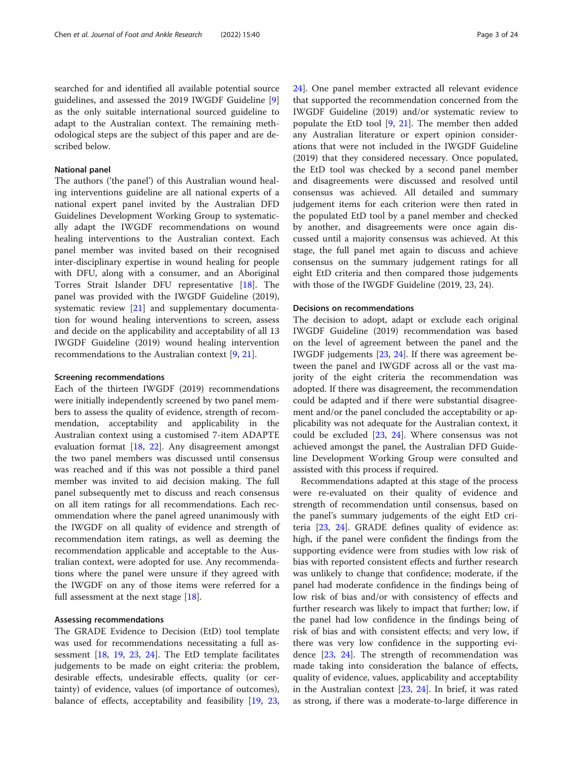searched for and identified all available potential source guidelines, and assessed the 2019 IWGDF Guideline [9] as the only suitable international sourced guideline to adapt to the Australian context. The remaining methodological steps are the subject of this paper and are described below.

### National panel

The authors ('the panel') of this Australian wound healing interventions guideline are all national experts of a national expert panel invited by the Australian DFD Guidelines Development Working Group to systematically adapt the IWGDF recommendations on wound healing interventions to the Australian context. Each panel member was invited based on their recognised inter-disciplinary expertise in wound healing for people with DFU, along with a consumer, and an Aboriginal Torres Strait Islander DFU representative [18]. The panel was provided with the IWGDF Guideline (2019), systematic review [21] and supplementary documentation for wound healing interventions to screen, assess and decide on the applicability and acceptability of all 13 IWGDF Guideline (2019) wound healing intervention recommendations to the Australian context [9, 21].

### Screening recommendations

Each of the thirteen IWGDF (2019) recommendations were initially independently screened by two panel members to assess the quality of evidence, strength of recommendation, acceptability and applicability in the Australian context using a customised 7-item ADAPTE evaluation format [18, 22]. Any disagreement amongst the two panel members was discussed until consensus was reached and if this was not possible a third panel member was invited to aid decision making. The full panel subsequently met to discuss and reach consensus on all item ratings for all recommendations. Each recommendation where the panel agreed unanimously with the IWGDF on all quality of evidence and strength of recommendation item ratings, as well as deeming the recommendation applicable and acceptable to the Australian context, were adopted for use. Any recommendations where the panel were unsure if they agreed with the IWGDF on any of those items were referred for a full assessment at the next stage [18].

### Assessing recommendations

The GRADE Evidence to Decision (EtD) tool template was used for recommendations necessitating a full assessment [18, 19, 23, 24]. The EtD template facilitates judgements to be made on eight criteria: the problem, desirable effects, undesirable effects, quality (or certainty) of evidence, values (of importance of outcomes), balance of effects, acceptability and feasibility [19, 23, 24]. One panel member extracted all relevant evidence that supported the recommendation concerned from the IWGDF Guideline (2019) and/or systematic review to populate the EtD tool [9, 21]. The member then added any Australian literature or expert opinion considerations that were not included in the IWGDF Guideline (2019) that they considered necessary. Once populated, the EtD tool was checked by a second panel member and disagreements were discussed and resolved until consensus was achieved. All detailed and summary judgement items for each criterion were then rated in the populated EtD tool by a panel member and checked by another, and disagreements were once again discussed until a majority consensus was achieved. At this stage, the full panel met again to discuss and achieve consensus on the summary judgement ratings for all eight EtD criteria and then compared those judgements with those of the IWGDF Guideline (2019, 23, 24).

### Decisions on recommendations

The decision to adopt, adapt or exclude each original IWGDF Guideline (2019) recommendation was based on the level of agreement between the panel and the IWGDF judgements [23, 24]. If there was agreement between the panel and IWGDF across all or the vast majority of the eight criteria the recommendation was adopted. If there was disagreement, the recommendation could be adapted and if there were substantial disagreement and/or the panel concluded the acceptability or applicability was not adequate for the Australian context, it could be excluded [23, 24]. Where consensus was not achieved amongst the panel, the Australian DFD Guideline Development Working Group were consulted and assisted with this process if required.

Recommendations adapted at this stage of the process were re-evaluated on their quality of evidence and strength of recommendation until consensus, based on the panel's summary judgements of the eight EtD criteria [23, 24]. GRADE defines quality of evidence as: high, if the panel were confident the findings from the supporting evidence were from studies with low risk of bias with reported consistent effects and further research was unlikely to change that confidence; moderate, if the panel had moderate confidence in the findings being of low risk of bias and/or with consistency of effects and further research was likely to impact that further; low, if the panel had low confidence in the findings being of risk of bias and with consistent effects; and very low, if there was very low confidence in the supporting evidence [23, 24]. The strength of recommendation was made taking into consideration the balance of effects, quality of evidence, values, applicability and acceptability in the Australian context [23, 24]. In brief, it was rated as strong, if there was a moderate-to-large difference in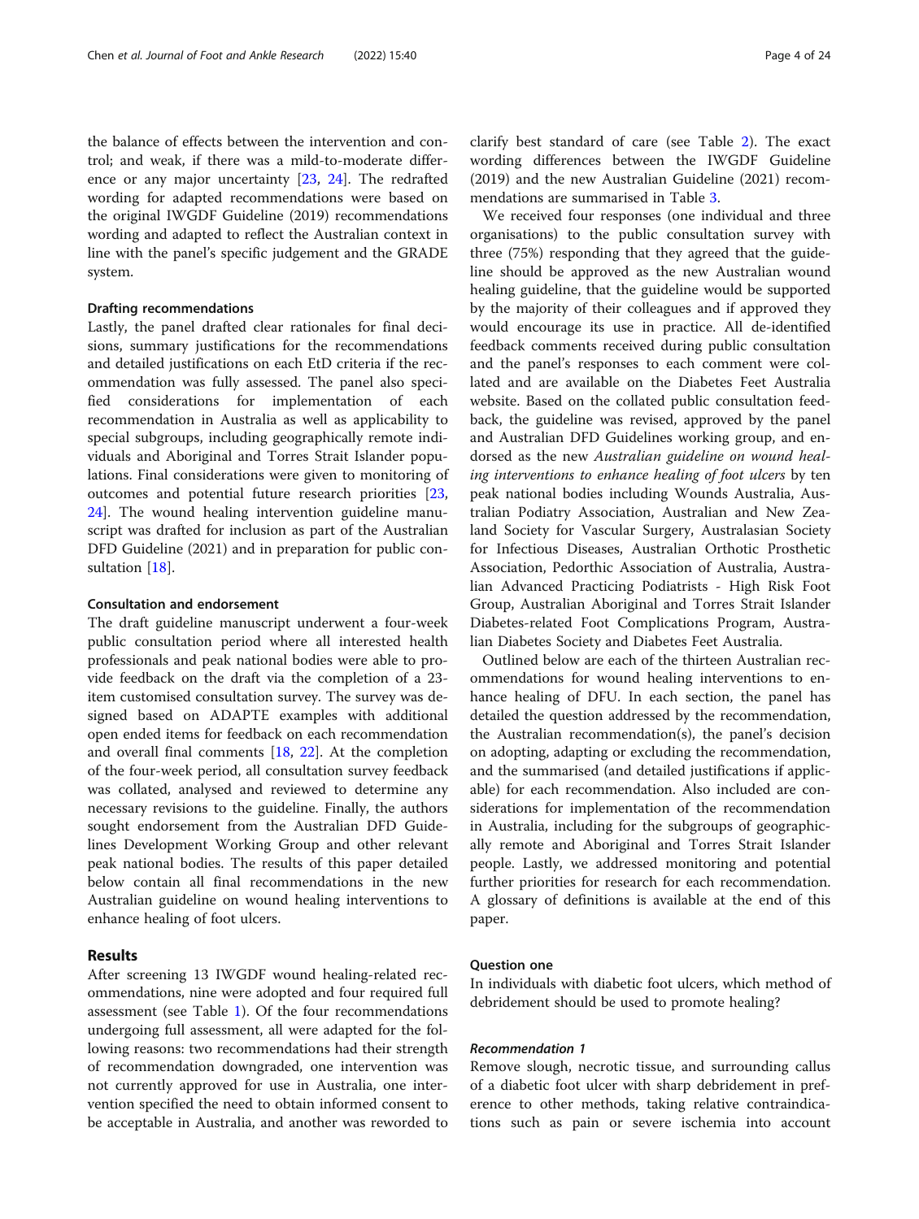the balance of effects between the intervention and control; and weak, if there was a mild-to-moderate difference or any major uncertainty [23, 24]. The redrafted wording for adapted recommendations were based on the original IWGDF Guideline (2019) recommendations wording and adapted to reflect the Australian context in line with the panel's specific judgement and the GRADE system.

#### Drafting recommendations

Lastly, the panel drafted clear rationales for final decisions, summary justifications for the recommendations and detailed justifications on each EtD criteria if the recommendation was fully assessed. The panel also specified considerations for implementation of each recommendation in Australia as well as applicability to special subgroups, including geographically remote individuals and Aboriginal and Torres Strait Islander populations. Final considerations were given to monitoring of outcomes and potential future research priorities [23, 24]. The wound healing intervention guideline manuscript was drafted for inclusion as part of the Australian DFD Guideline (2021) and in preparation for public consultation [18].

#### Consultation and endorsement

The draft guideline manuscript underwent a four-week public consultation period where all interested health professionals and peak national bodies were able to provide feedback on the draft via the completion of a 23-item customised consultation survey. The survey was designed based on ADAPTE examples with additional open ended items for feedback on each recommendation and overall final comments [18, 22]. At the completion of the four-week period, all consultation survey feedback was collated, analysed and reviewed to determine any necessary revisions to the guideline. Finally, the authors sought endorsement from the Australian DFD Guidelines Development Working Group and other relevant peak national bodies. The results of this paper detailed below contain all final recommendations in the new Australian guideline on wound healing interventions to enhance healing of foot ulcers.

## Results

After screening 13 IWGDF wound healing-related recommendations, nine were adopted and four required full assessment (see Table 1). Of the four recommendations undergoing full assessment, all were adapted for the following reasons: two recommendations had their strength of recommendation downgraded, one intervention was not currently approved for use in Australia, one intervention specified the need to obtain informed consent to be acceptable in Australia, and another was reworded to clarify best standard of care (see Table 2). The exact wording differences between the IWGDF Guideline (2019) and the new Australian Guideline (2021) recommendations are summarised in Table 3.

We received four responses (one individual and three organisations) to the public consultation survey with three (75%) responding that they agreed that the guideline should be approved as the new Australian wound healing guideline, that the guideline would be supported by the majority of their colleagues and if approved they would encourage its use in practice. All de-identified feedback comments received during public consultation and the panel's responses to each comment were collated and are available on the Diabetes Feet Australia website. Based on the collated public consultation feedback, the guideline was revised, approved by the panel and Australian DFD Guidelines working group, and endorsed as the new *Australian guideline on wound healing interventions to enhance healing of foot ulcers* by ten peak national bodies including Wounds Australia, Australian Podiatry Association, Australian and New Zealand Society for Vascular Surgery, Australasian Society for Infectious Diseases, Australian Orthotic Prosthetic Association, Pedorthic Association of Australia, Australian Advanced Practicing Podiatrists - High Risk Foot Group, Australian Aboriginal and Torres Strait Islander Diabetes-related Foot Complications Program, Australian Diabetes Society and Diabetes Feet Australia.

Outlined below are each of the thirteen Australian recommendations for wound healing interventions to enhance healing of DFU. In each section, the panel has detailed the question addressed by the recommendation, the Australian recommendation(s), the panel's decision on adopting, adapting or excluding the recommendation, and the summarised (and detailed justifications if applicable) for each recommendation. Also included are considerations for implementation of the recommendation in Australia, including for the subgroups of geographically remote and Aboriginal and Torres Strait Islander people. Lastly, we addressed monitoring and potential further priorities for research for each recommendation. A glossary of definitions is available at the end of this paper.

### Question one

In individuals with diabetic foot ulcers, which method of debridement should be used to promote healing?

#### *Recommendation 1*

Remove slough, necrotic tissue, and surrounding callus of a diabetic foot ulcer with sharp debridement in preference to other methods, taking relative contraindications such as pain or severe ischemia into account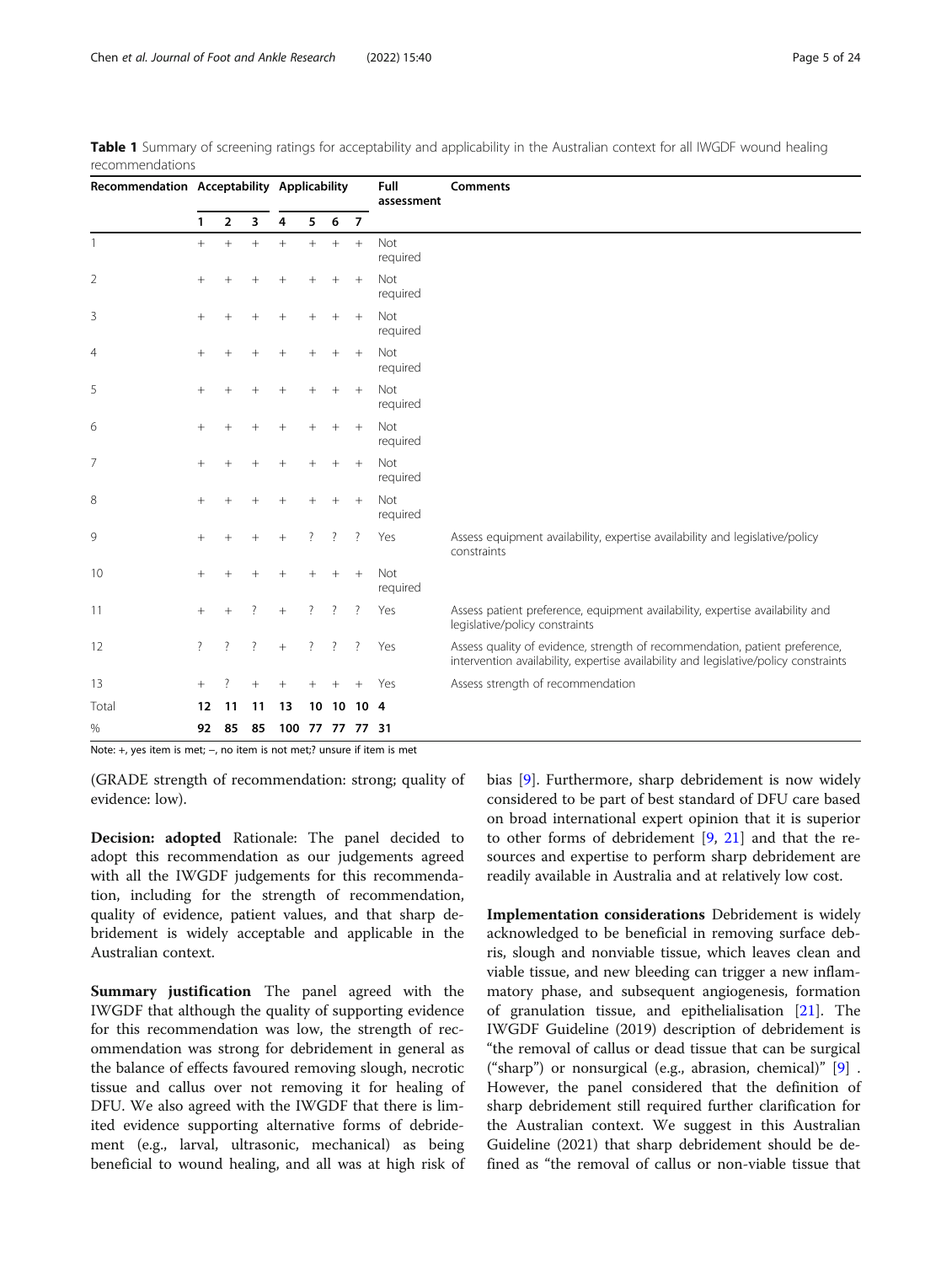**Table 1** Summary of screening ratings for acceptability and applicability in the Australian context for all IWGDF wound healing recommendations

| Recommendation | Acceptability | | | Applicability | | | | Full assessment | Comments |
|---|---|---|---|---|---|---|---|---|---|
| | 1 | 2 | 3 | 4 | 5 | 6 | 7 | | |
| 1 | + | + | + | + | + | + | + | Not required | |
| 2 | + | + | + | + | + | + | + | Not required | |
| 3 | + | + | + | + | + | + | + | Not required | |
| 4 | + | + | + | + | + | + | + | Not required | |
| 5 | + | + | + | + | + | + | + | Not required | |
| 6 | + | + | + | + | + | + | + | Not required | |
| 7 | + | + | + | + | + | + | + | Not required | |
| 8 | + | + | + | + | + | + | + | Not required | |
| 9 | + | + | + | + | ? | ? | ? | Yes | Assess equipment availability, expertise availability and legislative/policy constraints |
| 10 | + | + | + | + | + | + | + | Not required | |
| 11 | + | + | ? | + | ? | ? | ? | Yes | Assess patient preference, equipment availability, expertise availability and legislative/policy constraints |
| 12 | ? | ? | ? | + | ? | ? | ? | Yes | Assess quality of evidence, strength of recommendation, patient preference, intervention availability, expertise availability and legislative/policy constraints |
| 13 | + | ? | + | + | + | + | + | Yes | Assess strength of recommendation |
| Total | **12** | **11** | **11** | **13** | **10** | **10** | **10** | **4** | |
| % | **92** | **85** | **85** | **100** | **77** | **77** | **77** | **31** | |

Note: +, yes item is met; −, no item is not met;? unsure if item is met

(GRADE strength of recommendation: strong; quality of evidence: low).

**Decision: adopted** Rationale: The panel decided to adopt this recommendation as our judgements agreed with all the IWGDF judgements for this recommendation, including for the strength of recommendation, quality of evidence, patient values, and that sharp debridement is widely acceptable and applicable in the Australian context.

**Summary justification** The panel agreed with the IWGDF that although the quality of supporting evidence for this recommendation was low, the strength of recommendation was strong for debridement in general as the balance of effects favoured removing slough, necrotic tissue and callus over not removing it for healing of DFU. We also agreed with the IWGDF that there is limited evidence supporting alternative forms of debridement (e.g., larval, ultrasonic, mechanical) as being beneficial to wound healing, and all was at high risk of bias [9]. Furthermore, sharp debridement is now widely considered to be part of best standard of DFU care based on broad international expert opinion that it is superior to other forms of debridement [9, 21] and that the resources and expertise to perform sharp debridement are readily available in Australia and at relatively low cost.

**Implementation considerations** Debridement is widely acknowledged to be beneficial in removing surface debris, slough and nonviable tissue, which leaves clean and viable tissue, and new bleeding can trigger a new inflammatory phase, and subsequent angiogenesis, formation of granulation tissue, and epithelialisation [21]. The IWGDF Guideline (2019) description of debridement is "the removal of callus or dead tissue that can be surgical ("sharp") or nonsurgical (e.g., abrasion, chemical)" [9] . However, the panel considered that the definition of sharp debridement still required further clarification for the Australian context. We suggest in this Australian Guideline (2021) that sharp debridement should be defined as "the removal of callus or non-viable tissue that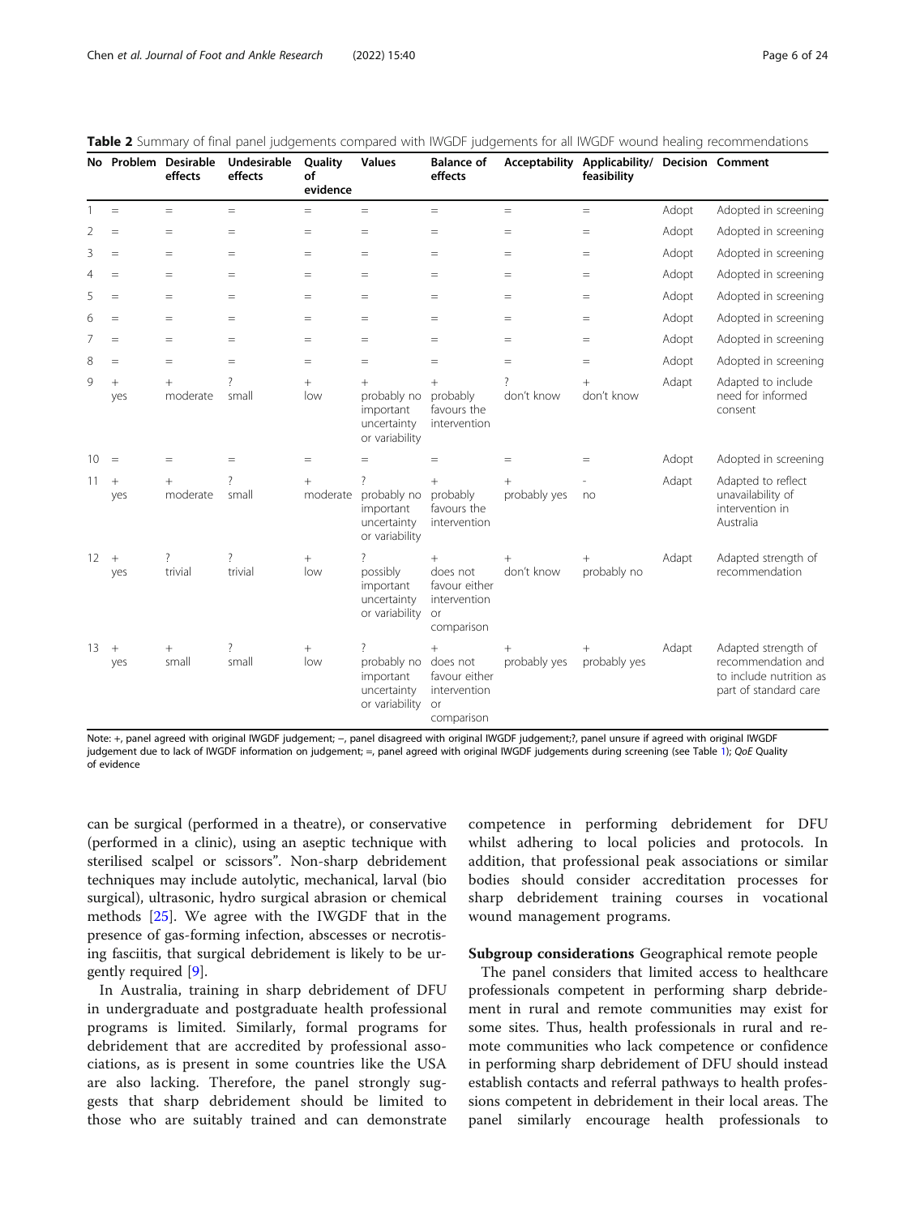**Table 2** Summary of final panel judgements compared with IWGDF judgements for all IWGDF wound healing recommendations

| No | Problem | Desirable effects | Undesirable effects | Quality of evidence | Values | Balance of effects | Acceptability | Applicability/ feasibility | Decision | Comment |
|---|---|---|---|---|---|---|---|---|---|---|
| 1 | = | = | = | = | = | = | = | = | Adopt | Adopted in screening |
| 2 | = | = | = | = | = | = | = | = | Adopt | Adopted in screening |
| 3 | = | = | = | = | = | = | = | = | Adopt | Adopted in screening |
| 4 | = | = | = | = | = | = | = | = | Adopt | Adopted in screening |
| 5 | = | = | = | = | = | = | = | = | Adopt | Adopted in screening |
| 6 | = | = | = | = | = | = | = | = | Adopt | Adopted in screening |
| 7 | = | = | = | = | = | = | = | = | Adopt | Adopted in screening |
| 8 | = | = | = | = | = | = | = | = | Adopt | Adopted in screening |
| 9 | + yes | + moderate | ? small | + low | + probably no important uncertainty or variability | + probably favours the intervention | ? don't know | + don't know | Adapt | Adapted to include need for informed consent |
| 10 | = | = | = | = | = | = | = | = | Adopt | Adopted in screening |
| 11 | + yes | + moderate | ? small | + moderate | ? probably no important uncertainty or variability | + probably favours the intervention | + probably yes | - no | Adapt | Adapted to reflect unavailability of intervention in Australia |
| 12 | + yes | ? trivial | ? trivial | + low | ? possibly important uncertainty or variability | + does not favour either intervention or comparison | + don't know | + probably no | Adapt | Adapted strength of recommendation |
| 13 | + yes | + small | ? small | + low | ? probably no important uncertainty or variability | + does not favour either intervention or comparison | + probably yes | + probably yes | Adapt | Adapted strength of recommendation and to include nutrition as part of standard care |

Note: +, panel agreed with original IWGDF judgement; −, panel disagreed with original IWGDF judgement;?, panel unsure if agreed with original IWGDF judgement due to lack of IWGDF information on judgement; =, panel agreed with original IWGDF judgements during screening (see Table 1); *QoE* Quality of evidence

can be surgical (performed in a theatre), or conservative (performed in a clinic), using an aseptic technique with sterilised scalpel or scissors". Non-sharp debridement techniques may include autolytic, mechanical, larval (bio surgical), ultrasonic, hydro surgical abrasion or chemical methods [25]. We agree with the IWGDF that in the presence of gas-forming infection, abscesses or necrotising fasciitis, that surgical debridement is likely to be urgently required [9].

In Australia, training in sharp debridement of DFU in undergraduate and postgraduate health professional programs is limited. Similarly, formal programs for debridement that are accredited by professional associations, as is present in some countries like the USA are also lacking. Therefore, the panel strongly suggests that sharp debridement should be limited to those who are suitably trained and can demonstrate competence in performing debridement for DFU whilst adhering to local policies and protocols. In addition, that professional peak associations or similar bodies should consider accreditation processes for sharp debridement training courses in vocational wound management programs.

**Subgroup considerations** Geographical remote people

The panel considers that limited access to healthcare professionals competent in performing sharp debridement in rural and remote communities may exist for some sites. Thus, health professionals in rural and remote communities who lack competence or confidence in performing sharp debridement of DFU should instead establish contacts and referral pathways to health professions competent in debridement in their local areas. The panel similarly encourage health professionals to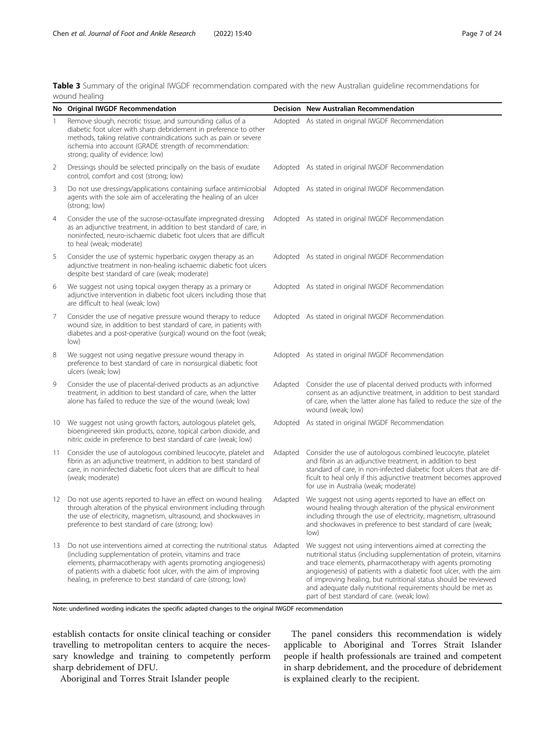**Table 3** Summary of the original IWGDF recommendation compared with the new Australian guideline recommendations for wound healing

| No | Original IWGDF Recommendation | Decision | New Australian Recommendation |
| --- | --- | --- | --- |
| 1 | Remove slough, necrotic tissue, and surrounding callus of a diabetic foot ulcer with sharp debridement in preference to other methods, taking relative contraindications such as pain or severe ischemia into account (GRADE strength of recommendation: strong; quality of evidence: low) | Adopted | As stated in original IWGDF Recommendation |
| 2 | Dressings should be selected principally on the basis of exudate control, comfort and cost (strong; low) | Adopted | As stated in original IWGDF Recommendation |
| 3 | Do not use dressings/applications containing surface antimicrobial agents with the sole aim of accelerating the healing of an ulcer (strong; low) | Adopted | As stated in original IWGDF Recommendation |
| 4 | Consider the use of the sucrose-octasulfate impregnated dressing as an adjunctive treatment, in addition to best standard of care, in noninfected, neuro-ischaemic diabetic foot ulcers that are difficult to heal (weak; moderate) | Adopted | As stated in original IWGDF Recommendation |
| 5 | Consider the use of systemic hyperbaric oxygen therapy as an adjunctive treatment in non-healing ischaemic diabetic foot ulcers despite best standard of care (weak; moderate) | Adopted | As stated in original IWGDF Recommendation |
| 6 | We suggest not using topical oxygen therapy as a primary or adjunctive intervention in diabetic foot ulcers including those that are difficult to heal (weak; low) | Adopted | As stated in original IWGDF Recommendation |
| 7 | Consider the use of negative pressure wound therapy to reduce wound size, in addition to best standard of care, in patients with diabetes and a post-operative (surgical) wound on the foot (weak; low) | Adopted | As stated in original IWGDF Recommendation |
| 8 | We suggest not using negative pressure wound therapy in preference to best standard of care in nonsurgical diabetic foot ulcers (weak; low) | Adopted | As stated in original IWGDF Recommendation |
| 9 | Consider the use of placental-derived products as an adjunctive treatment, in addition to best standard of care, when the latter alone has failed to reduce the size of the wound (weak; low) | Adapted | Consider the use of placental derived products with informed consent as an adjunctive treatment, in addition to best standard of care, when the latter alone has failed to reduce the size of the wound (weak; low) |
| 10 | We suggest not using growth factors, autologous platelet gels, bioengineered skin products, ozone, topical carbon dioxide, and nitric oxide in preference to best standard of care (weak; low) | Adopted | As stated in original IWGDF Recommendation |
| 11 | Consider the use of autologous combined leucocyte, platelet and fibrin as an adjunctive treatment, in addition to best standard of care, in noninfected diabetic foot ulcers that are difficult to heal (weak; moderate) | Adapted | Consider the use of autologous combined leucocyte, platelet and fibrin as an adjunctive treatment, in addition to best standard of care, in non-infected diabetic foot ulcers that are difficult to heal only if this adjunctive treatment becomes approved for use in Australia (weak; moderate) |
| 12 | Do not use agents reported to have an effect on wound healing through alteration of the physical environment including through the use of electricity, magnetism, ultrasound, and shockwaves in preference to best standard of care (strong; low) | Adapted | We suggest not using agents reported to have an effect on wound healing through alteration of the physical environment including through the use of electricity, magnetism, ultrasound and shockwaves in preference to best standard of care (weak; low) |
| 13 | Do not use interventions aimed at correcting the nutritional status (including supplementation of protein, vitamins and trace elements, pharmacotherapy with agents promoting angiogenesis) of patients with a diabetic foot ulcer, with the aim of improving healing, in preference to best standard of care (strong; low) | Adapted | We suggest not using interventions aimed at correcting the nutritional status (including supplementation of protein, vitamins and trace elements, pharmacotherapy with agents promoting angiogenesis) of patients with a diabetic foot ulcer, with the aim of improving healing, but nutritional status should be reviewed and adequate daily nutritional requirements should be met as part of best standard of care. (weak; low). |

Note: underlined wording indicates the specific adapted changes to the original IWGDF recommendation

establish contacts for onsite clinical teaching or consider travelling to metropolitan centers to acquire the necessary knowledge and training to competently perform sharp debridement of DFU.

Aboriginal and Torres Strait Islander people

The panel considers this recommendation is widely applicable to Aboriginal and Torres Strait Islander people if health professionals are trained and competent in sharp debridement, and the procedure of debridement is explained clearly to the recipient.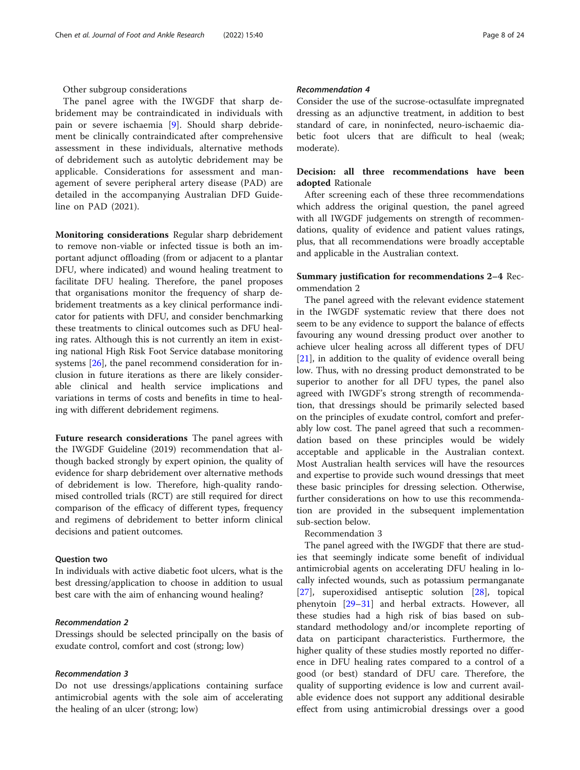Other subgroup considerations

The panel agree with the IWGDF that sharp debridement may be contraindicated in individuals with pain or severe ischaemia [9]. Should sharp debridement be clinically contraindicated after comprehensive assessment in these individuals, alternative methods of debridement such as autolytic debridement may be applicable. Considerations for assessment and management of severe peripheral artery disease (PAD) are detailed in the accompanying Australian DFD Guideline on PAD (2021).

**Monitoring considerations** Regular sharp debridement to remove non-viable or infected tissue is both an important adjunct offloading (from or adjacent to a plantar DFU, where indicated) and wound healing treatment to facilitate DFU healing. Therefore, the panel proposes that organisations monitor the frequency of sharp debridement treatments as a key clinical performance indicator for patients with DFU, and consider benchmarking these treatments to clinical outcomes such as DFU healing rates. Although this is not currently an item in existing national High Risk Foot Service database monitoring systems [26], the panel recommend consideration for inclusion in future iterations as there are likely considerable clinical and health service implications and variations in terms of costs and benefits in time to healing with different debridement regimens.

**Future research considerations** The panel agrees with the IWGDF Guideline (2019) recommendation that although backed strongly by expert opinion, the quality of evidence for sharp debridement over alternative methods of debridement is low. Therefore, high-quality randomised controlled trials (RCT) are still required for direct comparison of the efficacy of different types, frequency and regimens of debridement to better inform clinical decisions and patient outcomes.

### Question two

In individuals with active diabetic foot ulcers, what is the best dressing/application to choose in addition to usual best care with the aim of enhancing wound healing?

#### *Recommendation 2*

Dressings should be selected principally on the basis of exudate control, comfort and cost (strong; low)

#### *Recommendation 3*

Do not use dressings/applications containing surface antimicrobial agents with the sole aim of accelerating the healing of an ulcer (strong; low)

#### *Recommendation 4*

Consider the use of the sucrose-octasulfate impregnated dressing as an adjunctive treatment, in addition to best standard of care, in noninfected, neuro-ischaemic diabetic foot ulcers that are difficult to heal (weak; moderate).

**Decision: all three recommendations have been adopted** Rationale

After screening each of these three recommendations which address the original question, the panel agreed with all IWGDF judgements on strength of recommendations, quality of evidence and patient values ratings, plus, that all recommendations were broadly acceptable and applicable in the Australian context.

**Summary justification for recommendations 2–4** Recommendation 2

The panel agreed with the relevant evidence statement in the IWGDF systematic review that there does not seem to be any evidence to support the balance of effects favouring any wound dressing product over another to achieve ulcer healing across all different types of DFU [21], in addition to the quality of evidence overall being low. Thus, with no dressing product demonstrated to be superior to another for all DFU types, the panel also agreed with IWGDF's strong strength of recommendation, that dressings should be primarily selected based on the principles of exudate control, comfort and preferably low cost. The panel agreed that such a recommendation based on these principles would be widely acceptable and applicable in the Australian context. Most Australian health services will have the resources and expertise to provide such wound dressings that meet these basic principles for dressing selection. Otherwise, further considerations on how to use this recommendation are provided in the subsequent implementation sub-section below.

Recommendation 3

The panel agreed with the IWGDF that there are studies that seemingly indicate some benefit of individual antimicrobial agents on accelerating DFU healing in locally infected wounds, such as potassium permanganate [27], superoxidised antiseptic solution [28], topical phenytoin [29–31] and herbal extracts. However, all these studies had a high risk of bias based on substandard methodology and/or incomplete reporting of data on participant characteristics. Furthermore, the higher quality of these studies mostly reported no difference in DFU healing rates compared to a control of a good (or best) standard of DFU care. Therefore, the quality of supporting evidence is low and current available evidence does not support any additional desirable effect from using antimicrobial dressings over a good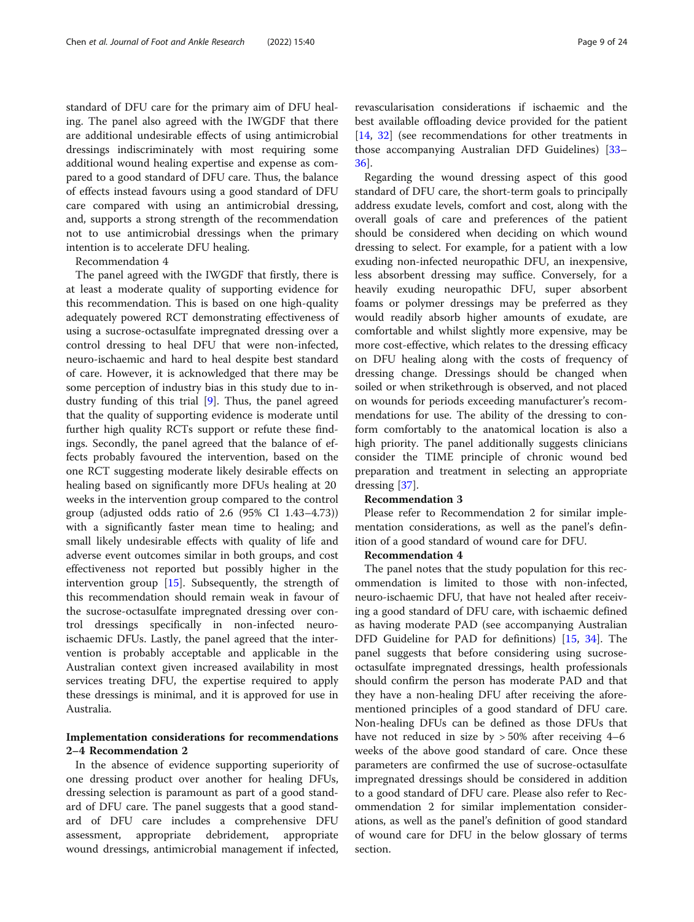standard of DFU care for the primary aim of DFU healing. The panel also agreed with the IWGDF that there are additional undesirable effects of using antimicrobial dressings indiscriminately with most requiring some additional wound healing expertise and expense as compared to a good standard of DFU care. Thus, the balance of effects instead favours using a good standard of DFU care compared with using an antimicrobial dressing, and, supports a strong strength of the recommendation not to use antimicrobial dressings when the primary intention is to accelerate DFU healing.

Recommendation 4

The panel agreed with the IWGDF that firstly, there is at least a moderate quality of supporting evidence for this recommendation. This is based on one high-quality adequately powered RCT demonstrating effectiveness of using a sucrose-octasulfate impregnated dressing over a control dressing to heal DFU that were non-infected, neuro-ischaemic and hard to heal despite best standard of care. However, it is acknowledged that there may be some perception of industry bias in this study due to industry funding of this trial [9]. Thus, the panel agreed that the quality of supporting evidence is moderate until further high quality RCTs support or refute these findings. Secondly, the panel agreed that the balance of effects probably favoured the intervention, based on the one RCT suggesting moderate likely desirable effects on healing based on significantly more DFUs healing at 20 weeks in the intervention group compared to the control group (adjusted odds ratio of 2.6 (95% CI 1.43–4.73)) with a significantly faster mean time to healing; and small likely undesirable effects with quality of life and adverse event outcomes similar in both groups, and cost effectiveness not reported but possibly higher in the intervention group [15]. Subsequently, the strength of this recommendation should remain weak in favour of the sucrose-octasulfate impregnated dressing over control dressings specifically in non-infected neuro-ischaemic DFUs. Lastly, the panel agreed that the intervention is probably acceptable and applicable in the Australian context given increased availability in most services treating DFU, the expertise required to apply these dressings is minimal, and it is approved for use in Australia.

### Implementation considerations for recommendations 2–4 Recommendation 2

In the absence of evidence supporting superiority of one dressing product over another for healing DFUs, dressing selection is paramount as part of a good standard of DFU care. The panel suggests that a good standard of DFU care includes a comprehensive DFU assessment, appropriate debridement, appropriate wound dressings, antimicrobial management if infected, revascularisation considerations if ischaemic and the best available offloading device provided for the patient [14, 32] (see recommendations for other treatments in those accompanying Australian DFD Guidelines) [33–36].

Regarding the wound dressing aspect of this good standard of DFU care, the short-term goals to principally address exudate levels, comfort and cost, along with the overall goals of care and preferences of the patient should be considered when deciding on which wound dressing to select. For example, for a patient with a low exuding non-infected neuropathic DFU, an inexpensive, less absorbent dressing may suffice. Conversely, for a heavily exuding neuropathic DFU, super absorbent foams or polymer dressings may be preferred as they would readily absorb higher amounts of exudate, are comfortable and whilst slightly more expensive, may be more cost-effective, which relates to the dressing efficacy on DFU healing along with the costs of frequency of dressing change. Dressings should be changed when soiled or when strikethrough is observed, and not placed on wounds for periods exceeding manufacturer's recommendations for use. The ability of the dressing to conform comfortably to the anatomical location is also a high priority. The panel additionally suggests clinicians consider the TIME principle of chronic wound bed preparation and treatment in selecting an appropriate dressing [37].

**Recommendation 3**

Please refer to Recommendation 2 for similar implementation considerations, as well as the panel's definition of a good standard of wound care for DFU.

**Recommendation 4**

The panel notes that the study population for this recommendation is limited to those with non-infected, neuro-ischaemic DFU, that have not healed after receiving a good standard of DFU care, with ischaemic defined as having moderate PAD (see accompanying Australian DFD Guideline for PAD for definitions) [15, 34]. The panel suggests that before considering using sucrose-octasulfate impregnated dressings, health professionals should confirm the person has moderate PAD and that they have a non-healing DFU after receiving the aforementioned principles of a good standard of DFU care. Non-healing DFUs can be defined as those DFUs that have not reduced in size by > 50% after receiving 4–6 weeks of the above good standard of care. Once these parameters are confirmed the use of sucrose-octasulfate impregnated dressings should be considered in addition to a good standard of DFU care. Please also refer to Recommendation 2 for similar implementation considerations, as well as the panel's definition of good standard of wound care for DFU in the below glossary of terms section.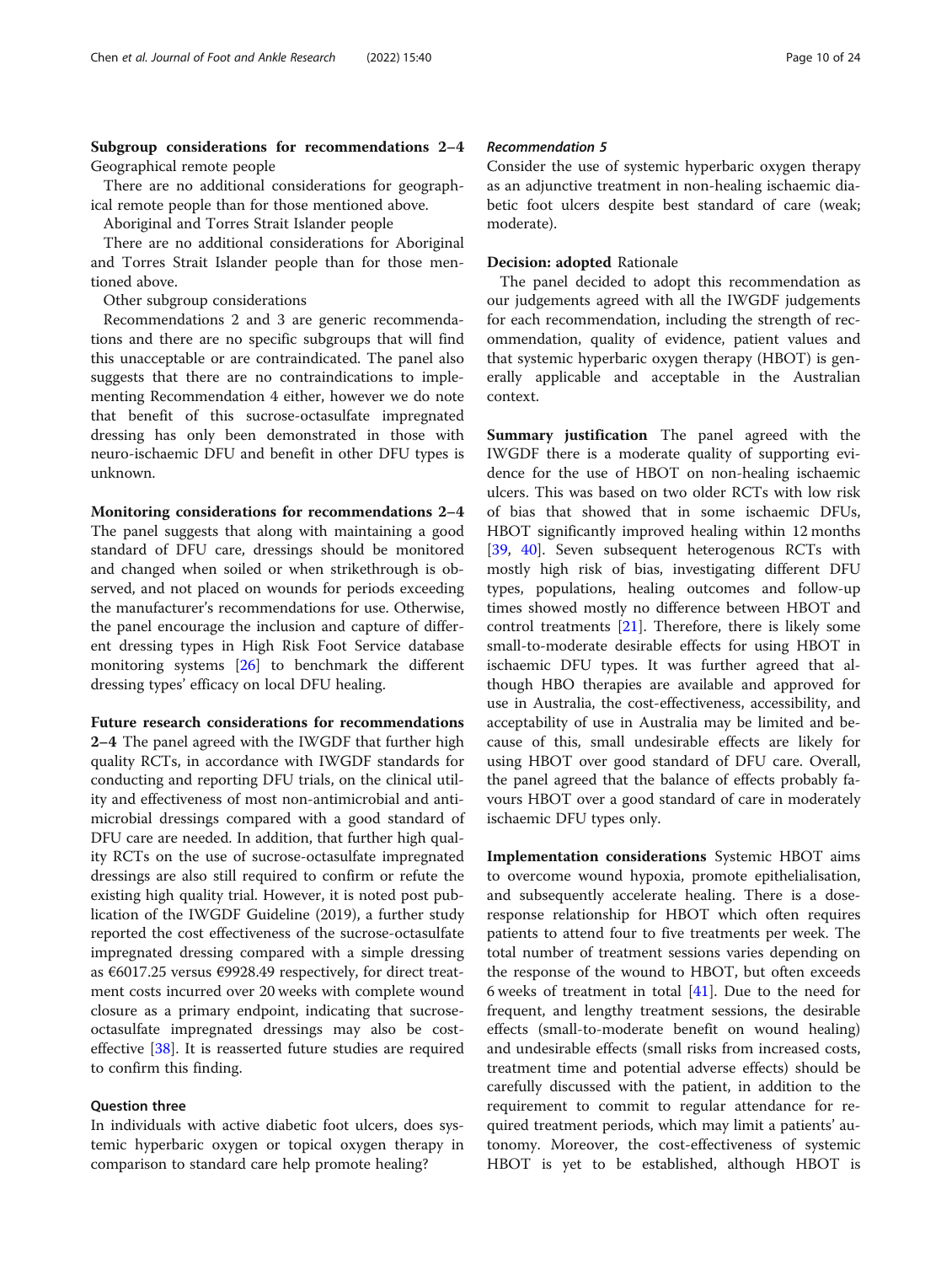**Subgroup considerations for recommendations 2–4** Geographical remote people

There are no additional considerations for geographical remote people than for those mentioned above.

Aboriginal and Torres Strait Islander people

There are no additional considerations for Aboriginal and Torres Strait Islander people than for those mentioned above.

Other subgroup considerations

Recommendations 2 and 3 are generic recommendations and there are no specific subgroups that will find this unacceptable or are contraindicated. The panel also suggests that there are no contraindications to implementing Recommendation 4 either, however we do note that benefit of this sucrose-octasulfate impregnated dressing has only been demonstrated in those with neuro-ischaemic DFU and benefit in other DFU types is unknown.

**Monitoring considerations for recommendations 2–4** The panel suggests that along with maintaining a good standard of DFU care, dressings should be monitored and changed when soiled or when strikethrough is observed, and not placed on wounds for periods exceeding the manufacturer's recommendations for use. Otherwise, the panel encourage the inclusion and capture of different dressing types in High Risk Foot Service database monitoring systems [26] to benchmark the different dressing types' efficacy on local DFU healing.

**Future research considerations for recommendations 2–4** The panel agreed with the IWGDF that further high quality RCTs, in accordance with IWGDF standards for conducting and reporting DFU trials, on the clinical utility and effectiveness of most non-antimicrobial and antimicrobial dressings compared with a good standard of DFU care are needed. In addition, that further high quality RCTs on the use of sucrose-octasulfate impregnated dressings are also still required to confirm or refute the existing high quality trial. However, it is noted post publication of the IWGDF Guideline (2019), a further study reported the cost effectiveness of the sucrose-octasulfate impregnated dressing compared with a simple dressing as €6017.25 versus €9928.49 respectively, for direct treatment costs incurred over 20 weeks with complete wound closure as a primary endpoint, indicating that sucrose-octasulfate impregnated dressings may also be cost-effective [38]. It is reasserted future studies are required to confirm this finding.

### Question three

In individuals with active diabetic foot ulcers, does systemic hyperbaric oxygen or topical oxygen therapy in comparison to standard care help promote healing?

#### *Recommendation 5*

Consider the use of systemic hyperbaric oxygen therapy as an adjunctive treatment in non-healing ischaemic diabetic foot ulcers despite best standard of care (weak; moderate).

**Decision: adopted** Rationale

The panel decided to adopt this recommendation as our judgements agreed with all the IWGDF judgements for each recommendation, including the strength of recommendation, quality of evidence, patient values and that systemic hyperbaric oxygen therapy (HBOT) is generally applicable and acceptable in the Australian context.

**Summary justification** The panel agreed with the IWGDF there is a moderate quality of supporting evidence for the use of HBOT on non-healing ischaemic ulcers. This was based on two older RCTs with low risk of bias that showed that in some ischaemic DFUs, HBOT significantly improved healing within 12 months [39, 40]. Seven subsequent heterogenous RCTs with mostly high risk of bias, investigating different DFU types, populations, healing outcomes and follow-up times showed mostly no difference between HBOT and control treatments [21]. Therefore, there is likely some small-to-moderate desirable effects for using HBOT in ischaemic DFU types. It was further agreed that although HBO therapies are available and approved for use in Australia, the cost-effectiveness, accessibility, and acceptability of use in Australia may be limited and because of this, small undesirable effects are likely for using HBOT over good standard of DFU care. Overall, the panel agreed that the balance of effects probably favours HBOT over a good standard of care in moderately ischaemic DFU types only.

**Implementation considerations** Systemic HBOT aims to overcome wound hypoxia, promote epithelialisation, and subsequently accelerate healing. There is a dose-response relationship for HBOT which often requires patients to attend four to five treatments per week. The total number of treatment sessions varies depending on the response of the wound to HBOT, but often exceeds 6 weeks of treatment in total [41]. Due to the need for frequent, and lengthy treatment sessions, the desirable effects (small-to-moderate benefit on wound healing) and undesirable effects (small risks from increased costs, treatment time and potential adverse effects) should be carefully discussed with the patient, in addition to the requirement to commit to regular attendance for required treatment periods, which may limit a patients' autonomy. Moreover, the cost-effectiveness of systemic HBOT is yet to be established, although HBOT is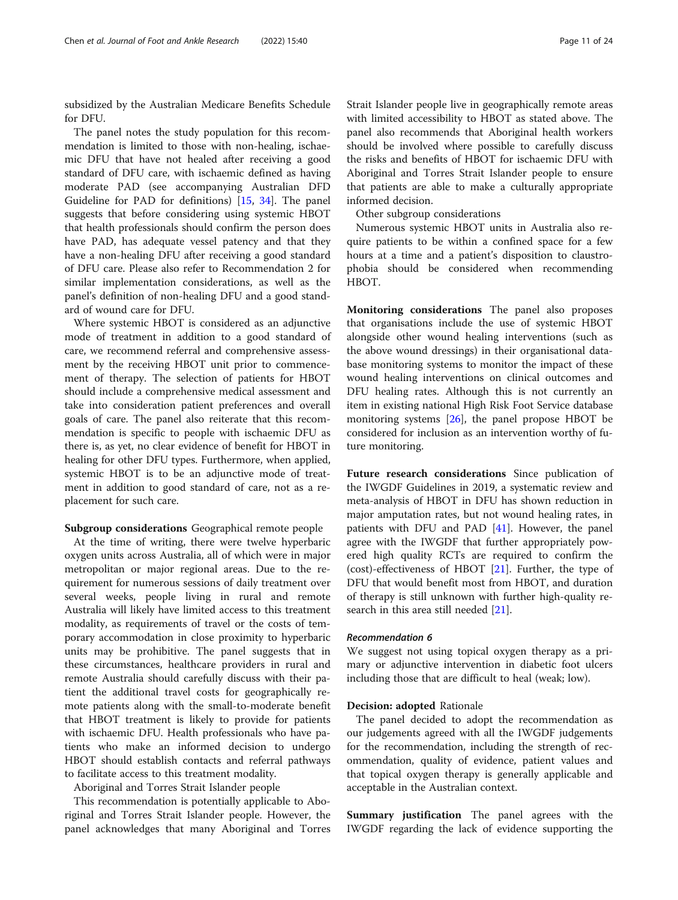subsidized by the Australian Medicare Benefits Schedule for DFU.

The panel notes the study population for this recommendation is limited to those with non-healing, ischaemic DFU that have not healed after receiving a good standard of DFU care, with ischaemic defined as having moderate PAD (see accompanying Australian DFD Guideline for PAD for definitions) [15, 34]. The panel suggests that before considering using systemic HBOT that health professionals should confirm the person does have PAD, has adequate vessel patency and that they have a non-healing DFU after receiving a good standard of DFU care. Please also refer to Recommendation 2 for similar implementation considerations, as well as the panel's definition of non-healing DFU and a good standard of wound care for DFU.

Where systemic HBOT is considered as an adjunctive mode of treatment in addition to a good standard of care, we recommend referral and comprehensive assessment by the receiving HBOT unit prior to commencement of therapy. The selection of patients for HBOT should include a comprehensive medical assessment and take into consideration patient preferences and overall goals of care. The panel also reiterate that this recommendation is specific to people with ischaemic DFU as there is, as yet, no clear evidence of benefit for HBOT in healing for other DFU types. Furthermore, when applied, systemic HBOT is to be an adjunctive mode of treatment in addition to good standard of care, not as a replacement for such care.

**Subgroup considerations** Geographical remote people

At the time of writing, there were twelve hyperbaric oxygen units across Australia, all of which were in major metropolitan or major regional areas. Due to the requirement for numerous sessions of daily treatment over several weeks, people living in rural and remote Australia will likely have limited access to this treatment modality, as requirements of travel or the costs of temporary accommodation in close proximity to hyperbaric units may be prohibitive. The panel suggests that in these circumstances, healthcare providers in rural and remote Australia should carefully discuss with their patient the additional travel costs for geographically remote patients along with the small-to-moderate benefit that HBOT treatment is likely to provide for patients with ischaemic DFU. Health professionals who have patients who make an informed decision to undergo HBOT should establish contacts and referral pathways to facilitate access to this treatment modality.

Aboriginal and Torres Strait Islander people

This recommendation is potentially applicable to Aboriginal and Torres Strait Islander people. However, the panel acknowledges that many Aboriginal and Torres Strait Islander people live in geographically remote areas with limited accessibility to HBOT as stated above. The panel also recommends that Aboriginal health workers should be involved where possible to carefully discuss the risks and benefits of HBOT for ischaemic DFU with Aboriginal and Torres Strait Islander people to ensure that patients are able to make a culturally appropriate informed decision.

Other subgroup considerations

Numerous systemic HBOT units in Australia also require patients to be within a confined space for a few hours at a time and a patient's disposition to claustrophobia should be considered when recommending HBOT.

**Monitoring considerations** The panel also proposes that organisations include the use of systemic HBOT alongside other wound healing interventions (such as the above wound dressings) in their organisational database monitoring systems to monitor the impact of these wound healing interventions on clinical outcomes and DFU healing rates. Although this is not currently an item in existing national High Risk Foot Service database monitoring systems [26], the panel propose HBOT be considered for inclusion as an intervention worthy of future monitoring.

**Future research considerations** Since publication of the IWGDF Guidelines in 2019, a systematic review and meta-analysis of HBOT in DFU has shown reduction in major amputation rates, but not wound healing rates, in patients with DFU and PAD [41]. However, the panel agree with the IWGDF that further appropriately powered high quality RCTs are required to confirm the (cost)-effectiveness of HBOT [21]. Further, the type of DFU that would benefit most from HBOT, and duration of therapy is still unknown with further high-quality research in this area still needed [21].

#### *Recommendation 6*

We suggest not using topical oxygen therapy as a primary or adjunctive intervention in diabetic foot ulcers including those that are difficult to heal (weak; low).

**Decision: adopted** Rationale

The panel decided to adopt the recommendation as our judgements agreed with all the IWGDF judgements for the recommendation, including the strength of recommendation, quality of evidence, patient values and that topical oxygen therapy is generally applicable and acceptable in the Australian context.

**Summary justification** The panel agrees with the IWGDF regarding the lack of evidence supporting the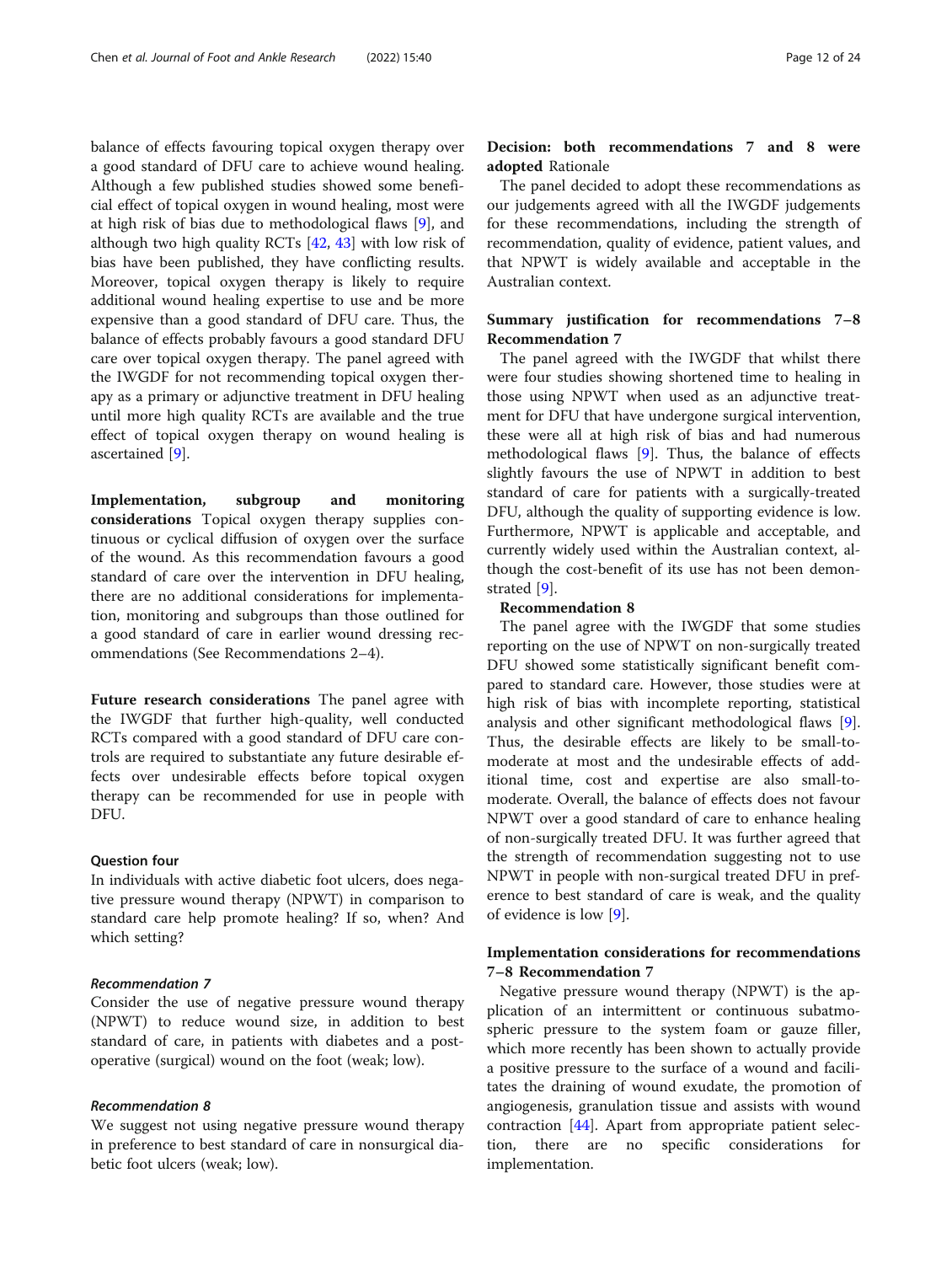balance of effects favouring topical oxygen therapy over a good standard of DFU care to achieve wound healing. Although a few published studies showed some beneficial effect of topical oxygen in wound healing, most were at high risk of bias due to methodological flaws [9], and although two high quality RCTs [42, 43] with low risk of bias have been published, they have conflicting results. Moreover, topical oxygen therapy is likely to require additional wound healing expertise to use and be more expensive than a good standard of DFU care. Thus, the balance of effects probably favours a good standard DFU care over topical oxygen therapy. The panel agreed with the IWGDF for not recommending topical oxygen therapy as a primary or adjunctive treatment in DFU healing until more high quality RCTs are available and the true effect of topical oxygen therapy on wound healing is ascertained [9].

**Implementation, subgroup and monitoring considerations** Topical oxygen therapy supplies continuous or cyclical diffusion of oxygen over the surface of the wound. As this recommendation favours a good standard of care over the intervention in DFU healing, there are no additional considerations for implementation, monitoring and subgroups than those outlined for a good standard of care in earlier wound dressing recommendations (See Recommendations 2–4).

**Future research considerations** The panel agree with the IWGDF that further high-quality, well conducted RCTs compared with a good standard of DFU care controls are required to substantiate any future desirable effects over undesirable effects before topical oxygen therapy can be recommended for use in people with DFU.

#### Question four

In individuals with active diabetic foot ulcers, does negative pressure wound therapy (NPWT) in comparison to standard care help promote healing? If so, when? And which setting?

##### *Recommendation 7*

Consider the use of negative pressure wound therapy (NPWT) to reduce wound size, in addition to best standard of care, in patients with diabetes and a postoperative (surgical) wound on the foot (weak; low).

##### *Recommendation 8*

We suggest not using negative pressure wound therapy in preference to best standard of care in nonsurgical diabetic foot ulcers (weak; low).

**Decision: both recommendations 7 and 8 were adopted** Rationale

The panel decided to adopt these recommendations as our judgements agreed with all the IWGDF judgements for these recommendations, including the strength of recommendation, quality of evidence, patient values, and that NPWT is widely available and acceptable in the Australian context.

#### Summary justification for recommendations 7–8

**Recommendation 7**

The panel agreed with the IWGDF that whilst there were four studies showing shortened time to healing in those using NPWT when used as an adjunctive treatment for DFU that have undergone surgical intervention, these were all at high risk of bias and had numerous methodological flaws [9]. Thus, the balance of effects slightly favours the use of NPWT in addition to best standard of care for patients with a surgically-treated DFU, although the quality of supporting evidence is low. Furthermore, NPWT is applicable and acceptable, and currently widely used within the Australian context, although the cost-benefit of its use has not been demonstrated [9].

**Recommendation 8**

The panel agree with the IWGDF that some studies reporting on the use of NPWT on non-surgically treated DFU showed some statistically significant benefit compared to standard care. However, those studies were at high risk of bias with incomplete reporting, statistical analysis and other significant methodological flaws [9]. Thus, the desirable effects are likely to be small-to-moderate at most and the undesirable effects of additional time, cost and expertise are also small-to-moderate. Overall, the balance of effects does not favour NPWT over a good standard of care to enhance healing of non-surgically treated DFU. It was further agreed that the strength of recommendation suggesting not to use NPWT in people with non-surgical treated DFU in preference to best standard of care is weak, and the quality of evidence is low [9].

#### Implementation considerations for recommendations 7–8

**Recommendation 7**

Negative pressure wound therapy (NPWT) is the application of an intermittent or continuous subatmospheric pressure to the system foam or gauze filler, which more recently has been shown to actually provide a positive pressure to the surface of a wound and facilitates the draining of wound exudate, the promotion of angiogenesis, granulation tissue and assists with wound contraction [44]. Apart from appropriate patient selection, there are no specific considerations for implementation.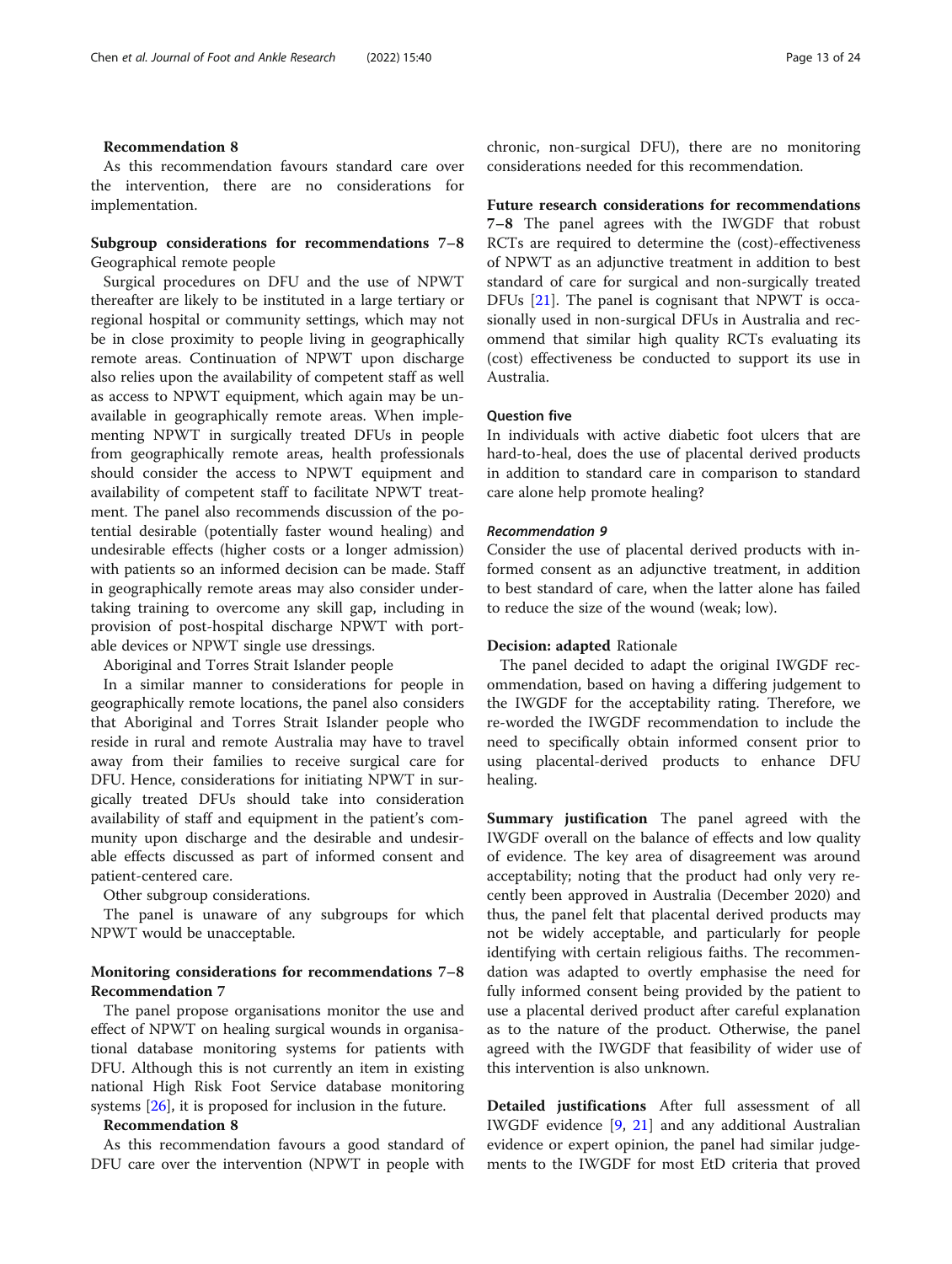**Recommendation 8**

As this recommendation favours standard care over the intervention, there are no considerations for implementation.

### Subgroup considerations for recommendations 7–8

Geographical remote people

Surgical procedures on DFU and the use of NPWT thereafter are likely to be instituted in a large tertiary or regional hospital or community settings, which may not be in close proximity to people living in geographically remote areas. Continuation of NPWT upon discharge also relies upon the availability of competent staff as well as access to NPWT equipment, which again may be unavailable in geographically remote areas. When implementing NPWT in surgically treated DFUs in people from geographically remote areas, health professionals should consider the access to NPWT equipment and availability of competent staff to facilitate NPWT treatment. The panel also recommends discussion of the potential desirable (potentially faster wound healing) and undesirable effects (higher costs or a longer admission) with patients so an informed decision can be made. Staff in geographically remote areas may also consider undertaking training to overcome any skill gap, including in provision of post-hospital discharge NPWT with portable devices or NPWT single use dressings.

Aboriginal and Torres Strait Islander people

In a similar manner to considerations for people in geographically remote locations, the panel also considers that Aboriginal and Torres Strait Islander people who reside in rural and remote Australia may have to travel away from their families to receive surgical care for DFU. Hence, considerations for initiating NPWT in surgically treated DFUs should take into consideration availability of staff and equipment in the patient's community upon discharge and the desirable and undesirable effects discussed as part of informed consent and patient-centered care.

Other subgroup considerations.

The panel is unaware of any subgroups for which NPWT would be unacceptable.

### Monitoring considerations for recommendations 7–8

**Recommendation 7**

The panel propose organisations monitor the use and effect of NPWT on healing surgical wounds in organisational database monitoring systems for patients with DFU. Although this is not currently an item in existing national High Risk Foot Service database monitoring systems [26], it is proposed for inclusion in the future.

**Recommendation 8**

As this recommendation favours a good standard of DFU care over the intervention (NPWT in people with chronic, non-surgical DFU), there are no monitoring considerations needed for this recommendation.

**Future research considerations for recommendations 7–8** The panel agrees with the IWGDF that robust RCTs are required to determine the (cost)-effectiveness of NPWT as an adjunctive treatment in addition to best standard of care for surgical and non-surgically treated DFUs [21]. The panel is cognisant that NPWT is occasionally used in non-surgical DFUs in Australia and recommend that similar high quality RCTs evaluating its (cost) effectiveness be conducted to support its use in Australia.

#### Question five

In individuals with active diabetic foot ulcers that are hard-to-heal, does the use of placental derived products in addition to standard care in comparison to standard care alone help promote healing?

##### *Recommendation 9*

Consider the use of placental derived products with informed consent as an adjunctive treatment, in addition to best standard of care, when the latter alone has failed to reduce the size of the wound (weak; low).

**Decision: adapted** Rationale

The panel decided to adapt the original IWGDF recommendation, based on having a differing judgement to the IWGDF for the acceptability rating. Therefore, we re-worded the IWGDF recommendation to include the need to specifically obtain informed consent prior to using placental-derived products to enhance DFU healing.

**Summary justification** The panel agreed with the IWGDF overall on the balance of effects and low quality of evidence. The key area of disagreement was around acceptability; noting that the product had only very recently been approved in Australia (December 2020) and thus, the panel felt that placental derived products may not be widely acceptable, and particularly for people identifying with certain religious faiths. The recommendation was adapted to overtly emphasise the need for fully informed consent being provided by the patient to use a placental derived product after careful explanation as to the nature of the product. Otherwise, the panel agreed with the IWGDF that feasibility of wider use of this intervention is also unknown.

**Detailed justifications** After full assessment of all IWGDF evidence [9, 21] and any additional Australian evidence or expert opinion, the panel had similar judgements to the IWGDF for most EtD criteria that proved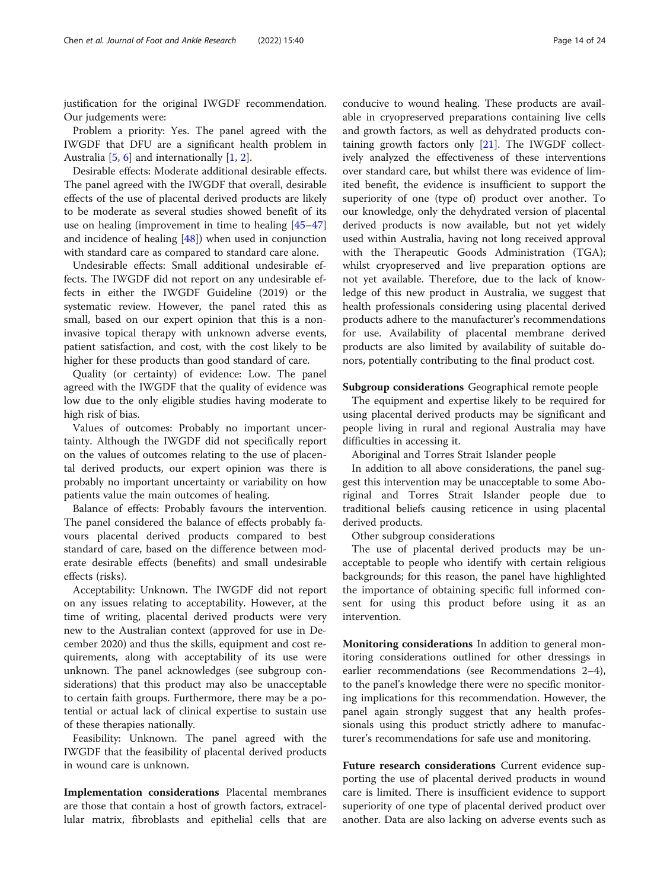justification for the original IWGDF recommendation. Our judgements were:

Problem a priority: Yes. The panel agreed with the IWGDF that DFU are a significant health problem in Australia [5, 6] and internationally [1, 2].

Desirable effects: Moderate additional desirable effects. The panel agreed with the IWGDF that overall, desirable effects of the use of placental derived products are likely to be moderate as several studies showed benefit of its use on healing (improvement in time to healing [45–47] and incidence of healing [48]) when used in conjunction with standard care as compared to standard care alone.

Undesirable effects: Small additional undesirable effects. The IWGDF did not report on any undesirable effects in either the IWGDF Guideline (2019) or the systematic review. However, the panel rated this as small, based on our expert opinion that this is a non-invasive topical therapy with unknown adverse events, patient satisfaction, and cost, with the cost likely to be higher for these products than good standard of care.

Quality (or certainty) of evidence: Low. The panel agreed with the IWGDF that the quality of evidence was low due to the only eligible studies having moderate to high risk of bias.

Values of outcomes: Probably no important uncertainty. Although the IWGDF did not specifically report on the values of outcomes relating to the use of placental derived products, our expert opinion was there is probably no important uncertainty or variability on how patients value the main outcomes of healing.

Balance of effects: Probably favours the intervention. The panel considered the balance of effects probably favours placental derived products compared to best standard of care, based on the difference between moderate desirable effects (benefits) and small undesirable effects (risks).

Acceptability: Unknown. The IWGDF did not report on any issues relating to acceptability. However, at the time of writing, placental derived products were very new to the Australian context (approved for use in December 2020) and thus the skills, equipment and cost requirements, along with acceptability of its use were unknown. The panel acknowledges (see subgroup considerations) that this product may also be unacceptable to certain faith groups. Furthermore, there may be a potential or actual lack of clinical expertise to sustain use of these therapies nationally.

Feasibility: Unknown. The panel agreed with the IWGDF that the feasibility of placental derived products in wound care is unknown.

**Implementation considerations** Placental membranes are those that contain a host of growth factors, extracellular matrix, fibroblasts and epithelial cells that are conducive to wound healing. These products are available in cryopreserved preparations containing live cells and growth factors, as well as dehydrated products containing growth factors only [21]. The IWGDF collectively analyzed the effectiveness of these interventions over standard care, but whilst there was evidence of limited benefit, the evidence is insufficient to support the superiority of one (type of) product over another. To our knowledge, only the dehydrated version of placental derived products is now available, but not yet widely used within Australia, having not long received approval with the Therapeutic Goods Administration (TGA); whilst cryopreserved and live preparation options are not yet available. Therefore, due to the lack of knowledge of this new product in Australia, we suggest that health professionals considering using placental derived products adhere to the manufacturer's recommendations for use. Availability of placental membrane derived products are also limited by availability of suitable donors, potentially contributing to the final product cost.

**Subgroup considerations** Geographical remote people

The equipment and expertise likely to be required for using placental derived products may be significant and people living in rural and regional Australia may have difficulties in accessing it.

Aboriginal and Torres Strait Islander people

In addition to all above considerations, the panel suggest this intervention may be unacceptable to some Aboriginal and Torres Strait Islander people due to traditional beliefs causing reticence in using placental derived products.

Other subgroup considerations

The use of placental derived products may be unacceptable to people who identify with certain religious backgrounds; for this reason, the panel have highlighted the importance of obtaining specific full informed consent for using this product before using it as an intervention.

**Monitoring considerations** In addition to general monitoring considerations outlined for other dressings in earlier recommendations (see Recommendations 2–4), to the panel's knowledge there were no specific monitoring implications for this recommendation. However, the panel again strongly suggest that any health professionals using this product strictly adhere to manufacturer's recommendations for safe use and monitoring.

**Future research considerations** Current evidence supporting the use of placental derived products in wound care is limited. There is insufficient evidence to support superiority of one type of placental derived product over another. Data are also lacking on adverse events such as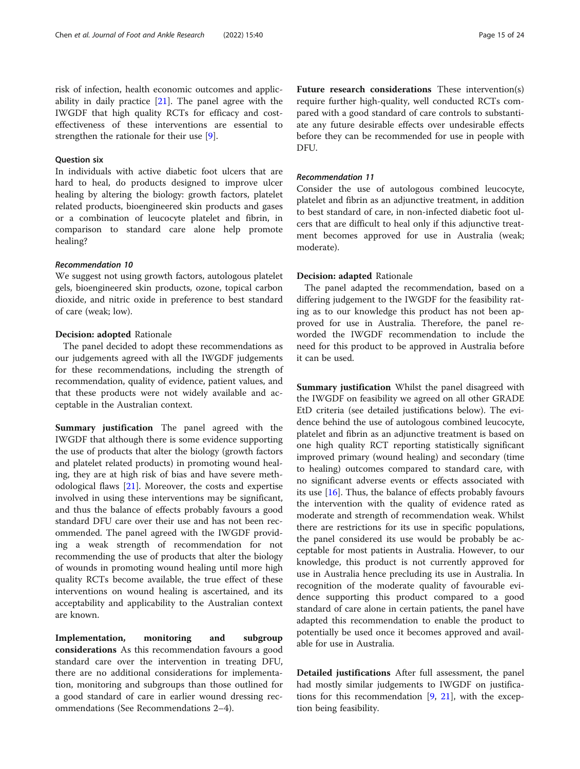risk of infection, health economic outcomes and applicability in daily practice [21]. The panel agree with the IWGDF that high quality RCTs for efficacy and cost-effectiveness of these interventions are essential to strengthen the rationale for their use [9].

### Question six

In individuals with active diabetic foot ulcers that are hard to heal, do products designed to improve ulcer healing by altering the biology: growth factors, platelet related products, bioengineered skin products and gases or a combination of leucocyte platelet and fibrin, in comparison to standard care alone help promote healing?

#### *Recommendation 10*

We suggest not using growth factors, autologous platelet gels, bioengineered skin products, ozone, topical carbon dioxide, and nitric oxide in preference to best standard of care (weak; low).

**Decision: adopted** Rationale

The panel decided to adopt these recommendations as our judgements agreed with all the IWGDF judgements for these recommendations, including the strength of recommendation, quality of evidence, patient values, and that these products were not widely available and acceptable in the Australian context.

**Summary justification** The panel agreed with the IWGDF that although there is some evidence supporting the use of products that alter the biology (growth factors and platelet related products) in promoting wound healing, they are at high risk of bias and have severe methodological flaws [21]. Moreover, the costs and expertise involved in using these interventions may be significant, and thus the balance of effects probably favours a good standard DFU care over their use and has not been recommended. The panel agreed with the IWGDF providing a weak strength of recommendation for not recommending the use of products that alter the biology of wounds in promoting wound healing until more high quality RCTs become available, the true effect of these interventions on wound healing is ascertained, and its acceptability and applicability to the Australian context are known.

**Implementation, monitoring and subgroup considerations** As this recommendation favours a good standard care over the intervention in treating DFU, there are no additional considerations for implementation, monitoring and subgroups than those outlined for a good standard of care in earlier wound dressing recommendations (See Recommendations 2–4).

**Future research considerations** These intervention(s) require further high-quality, well conducted RCTs compared with a good standard of care controls to substantiate any future desirable effects over undesirable effects before they can be recommended for use in people with DFU.

#### *Recommendation 11*

Consider the use of autologous combined leucocyte, platelet and fibrin as an adjunctive treatment, in addition to best standard of care, in non-infected diabetic foot ulcers that are difficult to heal only if this adjunctive treatment becomes approved for use in Australia (weak; moderate).

**Decision: adapted** Rationale

The panel adapted the recommendation, based on a differing judgement to the IWGDF for the feasibility rating as to our knowledge this product has not been approved for use in Australia. Therefore, the panel reworded the IWGDF recommendation to include the need for this product to be approved in Australia before it can be used.

**Summary justification** Whilst the panel disagreed with the IWGDF on feasibility we agreed on all other GRADE EtD criteria (see detailed justifications below). The evidence behind the use of autologous combined leucocyte, platelet and fibrin as an adjunctive treatment is based on one high quality RCT reporting statistically significant improved primary (wound healing) and secondary (time to healing) outcomes compared to standard care, with no significant adverse events or effects associated with its use [16]. Thus, the balance of effects probably favours the intervention with the quality of evidence rated as moderate and strength of recommendation weak. Whilst there are restrictions for its use in specific populations, the panel considered its use would be probably be acceptable for most patients in Australia. However, to our knowledge, this product is not currently approved for use in Australia hence precluding its use in Australia. In recognition of the moderate quality of favourable evidence supporting this product compared to a good standard of care alone in certain patients, the panel have adapted this recommendation to enable the product to potentially be used once it becomes approved and available for use in Australia.

**Detailed justifications** After full assessment, the panel had mostly similar judgements to IWGDF on justifications for this recommendation [9, 21], with the exception being feasibility.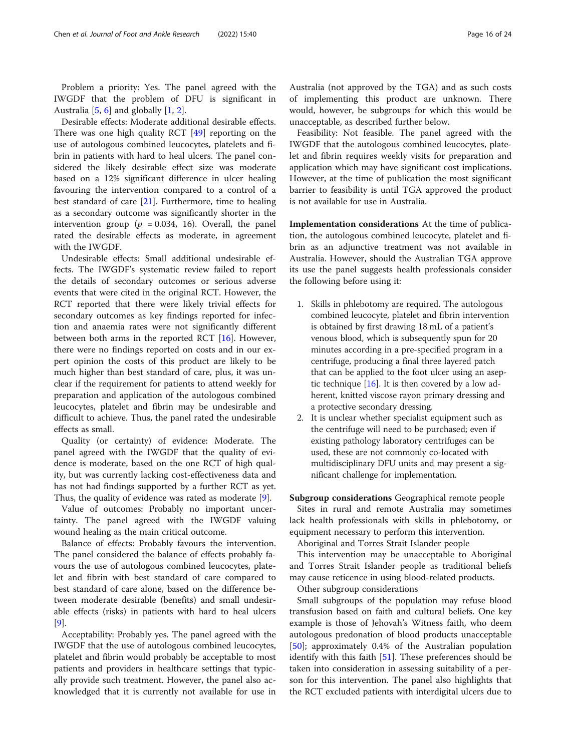Problem a priority: Yes. The panel agreed with the IWGDF that the problem of DFU is significant in Australia [5, 6] and globally [1, 2].

Desirable effects: Moderate additional desirable effects. There was one high quality RCT [49] reporting on the use of autologous combined leucocytes, platelets and fibrin in patients with hard to heal ulcers. The panel considered the likely desirable effect size was moderate based on a 12% significant difference in ulcer healing favouring the intervention compared to a control of a best standard of care [21]. Furthermore, time to healing as a secondary outcome was significantly shorter in the intervention group ($p = 0.034$, 16). Overall, the panel rated the desirable effects as moderate, in agreement with the IWGDF.

Undesirable effects: Small additional undesirable effects. The IWGDF's systematic review failed to report the details of secondary outcomes or serious adverse events that were cited in the original RCT. However, the RCT reported that there were likely trivial effects for secondary outcomes as key findings reported for infection and anaemia rates were not significantly different between both arms in the reported RCT [16]. However, there were no findings reported on costs and in our expert opinion the costs of this product are likely to be much higher than best standard of care, plus, it was unclear if the requirement for patients to attend weekly for preparation and application of the autologous combined leucocytes, platelet and fibrin may be undesirable and difficult to achieve. Thus, the panel rated the undesirable effects as small.

Quality (or certainty) of evidence: Moderate. The panel agreed with the IWGDF that the quality of evidence is moderate, based on the one RCT of high quality, but was currently lacking cost-effectiveness data and has not had findings supported by a further RCT as yet. Thus, the quality of evidence was rated as moderate [9].

Value of outcomes: Probably no important uncertainty. The panel agreed with the IWGDF valuing wound healing as the main critical outcome.

Balance of effects: Probably favours the intervention. The panel considered the balance of effects probably favours the use of autologous combined leucocytes, platelet and fibrin with best standard of care compared to best standard of care alone, based on the difference between moderate desirable (benefits) and small undesirable effects (risks) in patients with hard to heal ulcers [9].

Acceptability: Probably yes. The panel agreed with the IWGDF that the use of autologous combined leucocytes, platelet and fibrin would probably be acceptable to most patients and providers in healthcare settings that typically provide such treatment. However, the panel also acknowledged that it is currently not available for use in Australia (not approved by the TGA) and as such costs of implementing this product are unknown. There would, however, be subgroups for which this would be unacceptable, as described further below.

Feasibility: Not feasible. The panel agreed with the IWGDF that the autologous combined leucocytes, platelet and fibrin requires weekly visits for preparation and application which may have significant cost implications. However, at the time of publication the most significant barrier to feasibility is until TGA approved the product is not available for use in Australia.

**Implementation considerations** At the time of publication, the autologous combined leucocyte, platelet and fibrin as an adjunctive treatment was not available in Australia. However, should the Australian TGA approve its use the panel suggests health professionals consider the following before using it:

1. Skills in phlebotomy are required. The autologous combined leucocyte, platelet and fibrin intervention is obtained by first drawing 18 mL of a patient's venous blood, which is subsequently spun for 20 minutes according in a pre-specified program in a centrifuge, producing a final three layered patch that can be applied to the foot ulcer using an aseptic technique [16]. It is then covered by a low adherent, knitted viscose rayon primary dressing and a protective secondary dressing.
2. It is unclear whether specialist equipment such as the centrifuge will need to be purchased; even if existing pathology laboratory centrifuges can be used, these are not commonly co-located with multidisciplinary DFU units and may present a significant challenge for implementation.

**Subgroup considerations** Geographical remote people

Sites in rural and remote Australia may sometimes lack health professionals with skills in phlebotomy, or equipment necessary to perform this intervention.

Aboriginal and Torres Strait Islander people

This intervention may be unacceptable to Aboriginal and Torres Strait Islander people as traditional beliefs may cause reticence in using blood-related products.

Other subgroup considerations

Small subgroups of the population may refuse blood transfusion based on faith and cultural beliefs. One key example is those of Jehovah's Witness faith, who deem autologous predonation of blood products unacceptable [50]; approximately 0.4% of the Australian population identify with this faith [51]. These preferences should be taken into consideration in assessing suitability of a person for this intervention. The panel also highlights that the RCT excluded patients with interdigital ulcers due to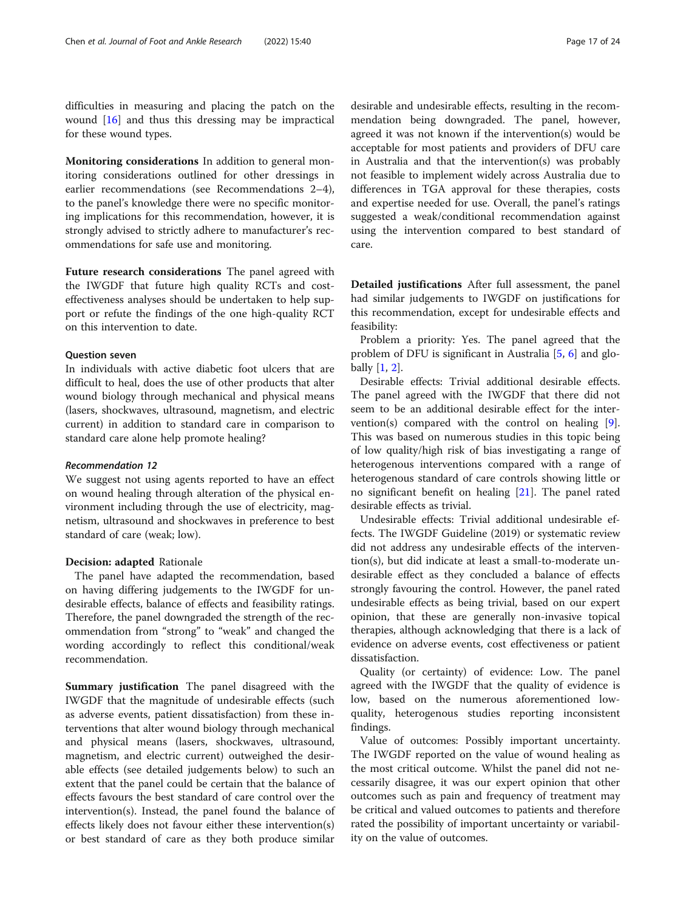difficulties in measuring and placing the patch on the wound [16] and thus this dressing may be impractical for these wound types.

**Monitoring considerations** In addition to general monitoring considerations outlined for other dressings in earlier recommendations (see Recommendations 2–4), to the panel's knowledge there were no specific monitoring implications for this recommendation, however, it is strongly advised to strictly adhere to manufacturer's recommendations for safe use and monitoring.

**Future research considerations** The panel agreed with the IWGDF that future high quality RCTs and cost-effectiveness analyses should be undertaken to help support or refute the findings of the one high-quality RCT on this intervention to date.

#### Question seven

In individuals with active diabetic foot ulcers that are difficult to heal, does the use of other products that alter wound biology through mechanical and physical means (lasers, shockwaves, ultrasound, magnetism, and electric current) in addition to standard care in comparison to standard care alone help promote healing?

##### *Recommendation 12*

We suggest not using agents reported to have an effect on wound healing through alteration of the physical environment including through the use of electricity, magnetism, ultrasound and shockwaves in preference to best standard of care (weak; low).

**Decision: adapted** Rationale

The panel have adapted the recommendation, based on having differing judgements to the IWGDF for undesirable effects, balance of effects and feasibility ratings. Therefore, the panel downgraded the strength of the recommendation from "strong" to "weak" and changed the wording accordingly to reflect this conditional/weak recommendation.

**Summary justification** The panel disagreed with the IWGDF that the magnitude of undesirable effects (such as adverse events, patient dissatisfaction) from these interventions that alter wound biology through mechanical and physical means (lasers, shockwaves, ultrasound, magnetism, and electric current) outweighed the desirable effects (see detailed judgements below) to such an extent that the panel could be certain that the balance of effects favours the best standard of care control over the intervention(s). Instead, the panel found the balance of effects likely does not favour either these intervention(s) or best standard of care as they both produce similar desirable and undesirable effects, resulting in the recommendation being downgraded. The panel, however, agreed it was not known if the intervention(s) would be acceptable for most patients and providers of DFU care in Australia and that the intervention(s) was probably not feasible to implement widely across Australia due to differences in TGA approval for these therapies, costs and expertise needed for use. Overall, the panel's ratings suggested a weak/conditional recommendation against using the intervention compared to best standard of care.

**Detailed justifications** After full assessment, the panel had similar judgements to IWGDF on justifications for this recommendation, except for undesirable effects and feasibility:

Problem a priority: Yes. The panel agreed that the problem of DFU is significant in Australia [5, 6] and globally [1, 2].

Desirable effects: Trivial additional desirable effects. The panel agreed with the IWGDF that there did not seem to be an additional desirable effect for the intervention(s) compared with the control on healing [9]. This was based on numerous studies in this topic being of low quality/high risk of bias investigating a range of heterogenous interventions compared with a range of heterogenous standard of care controls showing little or no significant benefit on healing [21]. The panel rated desirable effects as trivial.

Undesirable effects: Trivial additional undesirable effects. The IWGDF Guideline (2019) or systematic review did not address any undesirable effects of the intervention(s), but did indicate at least a small-to-moderate undesirable effect as they concluded a balance of effects strongly favouring the control. However, the panel rated undesirable effects as being trivial, based on our expert opinion, that these are generally non-invasive topical therapies, although acknowledging that there is a lack of evidence on adverse events, cost effectiveness or patient dissatisfaction.

Quality (or certainty) of evidence: Low. The panel agreed with the IWGDF that the quality of evidence is low, based on the numerous aforementioned low-quality, heterogenous studies reporting inconsistent findings.

Value of outcomes: Possibly important uncertainty. The IWGDF reported on the value of wound healing as the most critical outcome. Whilst the panel did not necessarily disagree, it was our expert opinion that other outcomes such as pain and frequency of treatment may be critical and valued outcomes to patients and therefore rated the possibility of important uncertainty or variability on the value of outcomes.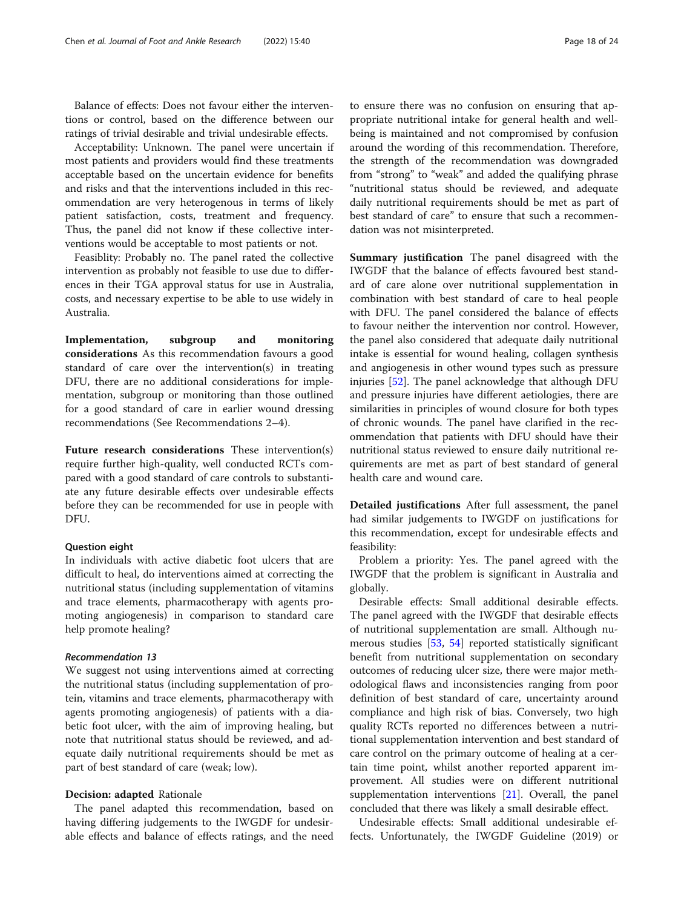Balance of effects: Does not favour either the interventions or control, based on the difference between our ratings of trivial desirable and trivial undesirable effects.

Acceptability: Unknown. The panel were uncertain if most patients and providers would find these treatments acceptable based on the uncertain evidence for benefits and risks and that the interventions included in this recommendation are very heterogenous in terms of likely patient satisfaction, costs, treatment and frequency. Thus, the panel did not know if these collective interventions would be acceptable to most patients or not.

Feasiblity: Probably no. The panel rated the collective intervention as probably not feasible to use due to differences in their TGA approval status for use in Australia, costs, and necessary expertise to be able to use widely in Australia.

**Implementation, subgroup and monitoring considerations** As this recommendation favours a good standard of care over the intervention(s) in treating DFU, there are no additional considerations for implementation, subgroup or monitoring than those outlined for a good standard of care in earlier wound dressing recommendations (See Recommendations 2–4).

**Future research considerations** These intervention(s) require further high-quality, well conducted RCTs compared with a good standard of care controls to substantiate any future desirable effects over undesirable effects before they can be recommended for use in people with DFU.

#### Question eight

In individuals with active diabetic foot ulcers that are difficult to heal, do interventions aimed at correcting the nutritional status (including supplementation of vitamins and trace elements, pharmacotherapy with agents promoting angiogenesis) in comparison to standard care help promote healing?

##### *Recommendation 13*

We suggest not using interventions aimed at correcting the nutritional status (including supplementation of protein, vitamins and trace elements, pharmacotherapy with agents promoting angiogenesis) of patients with a diabetic foot ulcer, with the aim of improving healing, but note that nutritional status should be reviewed, and adequate daily nutritional requirements should be met as part of best standard of care (weak; low).

#### Decision: adapted

Rationale

The panel adapted this recommendation, based on having differing judgements to the IWGDF for undesirable effects and balance of effects ratings, and the need to ensure there was no confusion on ensuring that appropriate nutritional intake for general health and wellbeing is maintained and not compromised by confusion around the wording of this recommendation. Therefore, the strength of the recommendation was downgraded from "strong" to "weak" and added the qualifying phrase "nutritional status should be reviewed, and adequate daily nutritional requirements should be met as part of best standard of care" to ensure that such a recommendation was not misinterpreted.

**Summary justification** The panel disagreed with the IWGDF that the balance of effects favoured best standard of care alone over nutritional supplementation in combination with best standard of care to heal people with DFU. The panel considered the balance of effects to favour neither the intervention nor control. However, the panel also considered that adequate daily nutritional intake is essential for wound healing, collagen synthesis and angiogenesis in other wound types such as pressure injuries [52]. The panel acknowledge that although DFU and pressure injuries have different aetiologies, there are similarities in principles of wound closure for both types of chronic wounds. The panel have clarified in the recommendation that patients with DFU should have their nutritional status reviewed to ensure daily nutritional requirements are met as part of best standard of general health care and wound care.

**Detailed justifications** After full assessment, the panel had similar judgements to IWGDF on justifications for this recommendation, except for undesirable effects and feasibility:

Problem a priority: Yes. The panel agreed with the IWGDF that the problem is significant in Australia and globally.

Desirable effects: Small additional desirable effects. The panel agreed with the IWGDF that desirable effects of nutritional supplementation are small. Although numerous studies [53, 54] reported statistically significant benefit from nutritional supplementation on secondary outcomes of reducing ulcer size, there were major methodological flaws and inconsistencies ranging from poor definition of best standard of care, uncertainty around compliance and high risk of bias. Conversely, two high quality RCTs reported no differences between a nutritional supplementation intervention and best standard of care control on the primary outcome of healing at a certain time point, whilst another reported apparent improvement. All studies were on different nutritional supplementation interventions [21]. Overall, the panel concluded that there was likely a small desirable effect.

Undesirable effects: Small additional undesirable effects. Unfortunately, the IWGDF Guideline (2019) or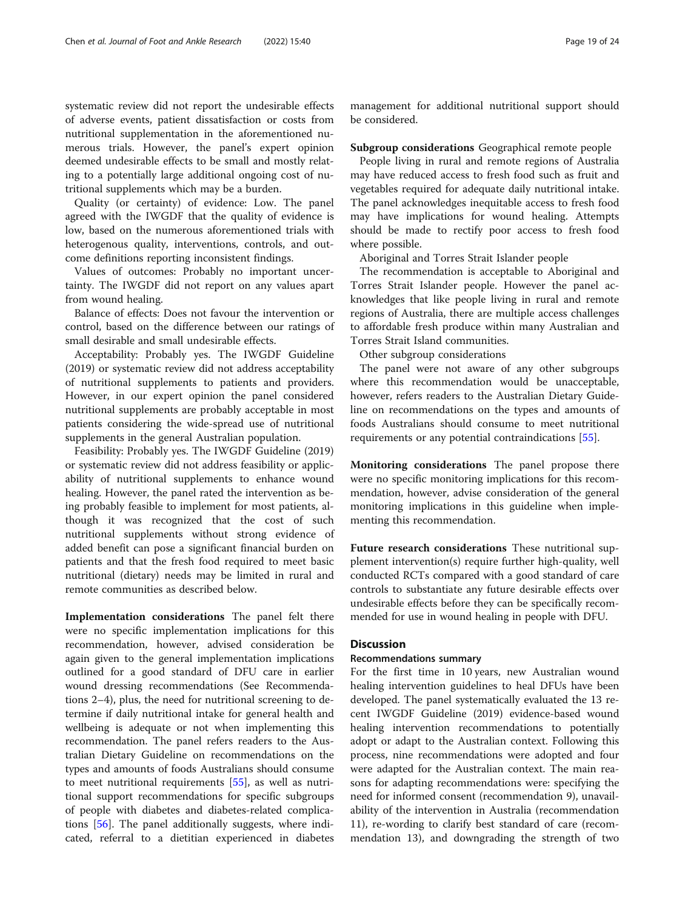systematic review did not report the undesirable effects of adverse events, patient dissatisfaction or costs from nutritional supplementation in the aforementioned numerous trials. However, the panel's expert opinion deemed undesirable effects to be small and mostly relating to a potentially large additional ongoing cost of nutritional supplements which may be a burden.

Quality (or certainty) of evidence: Low. The panel agreed with the IWGDF that the quality of evidence is low, based on the numerous aforementioned trials with heterogenous quality, interventions, controls, and outcome definitions reporting inconsistent findings.

Values of outcomes: Probably no important uncertainty. The IWGDF did not report on any values apart from wound healing.

Balance of effects: Does not favour the intervention or control, based on the difference between our ratings of small desirable and small undesirable effects.

Acceptability: Probably yes. The IWGDF Guideline (2019) or systematic review did not address acceptability of nutritional supplements to patients and providers. However, in our expert opinion the panel considered nutritional supplements are probably acceptable in most patients considering the wide-spread use of nutritional supplements in the general Australian population.

Feasibility: Probably yes. The IWGDF Guideline (2019) or systematic review did not address feasibility or applicability of nutritional supplements to enhance wound healing. However, the panel rated the intervention as being probably feasible to implement for most patients, although it was recognized that the cost of such nutritional supplements without strong evidence of added benefit can pose a significant financial burden on patients and that the fresh food required to meet basic nutritional (dietary) needs may be limited in rural and remote communities as described below.

**Implementation considerations** The panel felt there were no specific implementation implications for this recommendation, however, advised consideration be again given to the general implementation implications outlined for a good standard of DFU care in earlier wound dressing recommendations (See Recommendations 2–4), plus, the need for nutritional screening to determine if daily nutritional intake for general health and wellbeing is adequate or not when implementing this recommendation. The panel refers readers to the Australian Dietary Guideline on recommendations on the types and amounts of foods Australians should consume to meet nutritional requirements [55], as well as nutritional support recommendations for specific subgroups of people with diabetes and diabetes-related complications [56]. The panel additionally suggests, where indicated, referral to a dietitian experienced in diabetes management for additional nutritional support should be considered.

**Subgroup considerations** Geographical remote people

People living in rural and remote regions of Australia may have reduced access to fresh food such as fruit and vegetables required for adequate daily nutritional intake. The panel acknowledges inequitable access to fresh food may have implications for wound healing. Attempts should be made to rectify poor access to fresh food where possible.

Aboriginal and Torres Strait Islander people

The recommendation is acceptable to Aboriginal and Torres Strait Islander people. However the panel acknowledges that like people living in rural and remote regions of Australia, there are multiple access challenges to affordable fresh produce within many Australian and Torres Strait Island communities.

Other subgroup considerations

The panel were not aware of any other subgroups where this recommendation would be unacceptable, however, refers readers to the Australian Dietary Guideline on recommendations on the types and amounts of foods Australians should consume to meet nutritional requirements or any potential contraindications [55].

**Monitoring considerations** The panel propose there were no specific monitoring implications for this recommendation, however, advise consideration of the general monitoring implications in this guideline when implementing this recommendation.

**Future research considerations** These nutritional supplement intervention(s) require further high-quality, well conducted RCTs compared with a good standard of care controls to substantiate any future desirable effects over undesirable effects before they can be specifically recommended for use in wound healing in people with DFU.

## Discussion

### Recommendations summary

For the first time in 10 years, new Australian wound healing intervention guidelines to heal DFUs have been developed. The panel systematically evaluated the 13 recent IWGDF Guideline (2019) evidence-based wound healing intervention recommendations to potentially adopt or adapt to the Australian context. Following this process, nine recommendations were adopted and four were adapted for the Australian context. The main reasons for adapting recommendations were: specifying the need for informed consent (recommendation 9), unavailability of the intervention in Australia (recommendation 11), re-wording to clarify best standard of care (recommendation 13), and downgrading the strength of two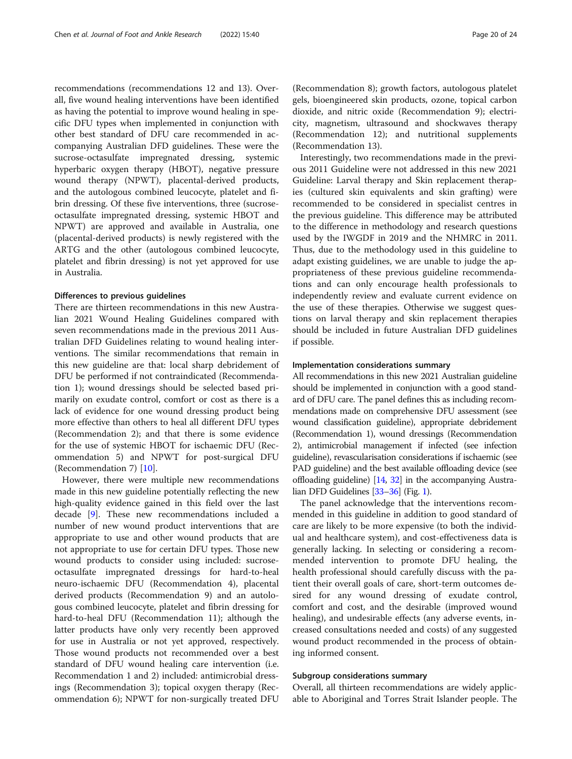recommendations (recommendations 12 and 13). Overall, five wound healing interventions have been identified as having the potential to improve wound healing in specific DFU types when implemented in conjunction with other best standard of DFU care recommended in accompanying Australian DFD guidelines. These were the sucrose-octasulfate impregnated dressing, systemic hyperbaric oxygen therapy (HBOT), negative pressure wound therapy (NPWT), placental-derived products, and the autologous combined leucocyte, platelet and fibrin dressing. Of these five interventions, three (sucrose-octasulfate impregnated dressing, systemic HBOT and NPWT) are approved and available in Australia, one (placental-derived products) is newly registered with the ARTG and the other (autologous combined leucocyte, platelet and fibrin dressing) is not yet approved for use in Australia.

### Differences to previous guidelines

There are thirteen recommendations in this new Australian 2021 Wound Healing Guidelines compared with seven recommendations made in the previous 2011 Australian DFD Guidelines relating to wound healing interventions. The similar recommendations that remain in this new guideline are that: local sharp debridement of DFU be performed if not contraindicated (Recommendation 1); wound dressings should be selected based primarily on exudate control, comfort or cost as there is a lack of evidence for one wound dressing product being more effective than others to heal all different DFU types (Recommendation 2); and that there is some evidence for the use of systemic HBOT for ischaemic DFU (Recommendation 5) and NPWT for post-surgical DFU (Recommendation 7) [10].

However, there were multiple new recommendations made in this new guideline potentially reflecting the new high-quality evidence gained in this field over the last decade [9]. These new recommendations included a number of new wound product interventions that are appropriate to use and other wound products that are not appropriate to use for certain DFU types. Those new wound products to consider using included: sucrose-octasulfate impregnated dressings for hard-to-heal neuro-ischaemic DFU (Recommendation 4), placental derived products (Recommendation 9) and an autologous combined leucocyte, platelet and fibrin dressing for hard-to-heal DFU (Recommendation 11); although the latter products have only very recently been approved for use in Australia or not yet approved, respectively. Those wound products not recommended over a best standard of DFU wound healing care intervention (i.e. Recommendation 1 and 2) included: antimicrobial dressings (Recommendation 3); topical oxygen therapy (Recommendation 6); NPWT for non-surgically treated DFU (Recommendation 8); growth factors, autologous platelet gels, bioengineered skin products, ozone, topical carbon dioxide, and nitric oxide (Recommendation 9); electricity, magnetism, ultrasound and shockwaves therapy (Recommendation 12); and nutritional supplements (Recommendation 13).

Interestingly, two recommendations made in the previous 2011 Guideline were not addressed in this new 2021 Guideline: Larval therapy and Skin replacement therapies (cultured skin equivalents and skin grafting) were recommended to be considered in specialist centres in the previous guideline. This difference may be attributed to the difference in methodology and research questions used by the IWGDF in 2019 and the NHMRC in 2011. Thus, due to the methodology used in this guideline to adapt existing guidelines, we are unable to judge the appropriateness of these previous guideline recommendations and can only encourage health professionals to independently review and evaluate current evidence on the use of these therapies. Otherwise we suggest questions on larval therapy and skin replacement therapies should be included in future Australian DFD guidelines if possible.

### Implementation considerations summary

All recommendations in this new 2021 Australian guideline should be implemented in conjunction with a good standard of DFU care. The panel defines this as including recommendations made on comprehensive DFU assessment (see wound classification guideline), appropriate debridement (Recommendation 1), wound dressings (Recommendation 2), antimicrobial management if infected (see infection guideline), revascularisation considerations if ischaemic (see PAD guideline) and the best available offloading device (see offloading guideline) [14, 32] in the accompanying Australian DFD Guidelines [33–36] (Fig. 1).

The panel acknowledge that the interventions recommended in this guideline in addition to good standard of care are likely to be more expensive (to both the individual and healthcare system), and cost-effectiveness data is generally lacking. In selecting or considering a recommended intervention to promote DFU healing, the health professional should carefully discuss with the patient their overall goals of care, short-term outcomes desired for any wound dressing of exudate control, comfort and cost, and the desirable (improved wound healing), and undesirable effects (any adverse events, increased consultations needed and costs) of any suggested wound product recommended in the process of obtaining informed consent.

### Subgroup considerations summary

Overall, all thirteen recommendations are widely applicable to Aboriginal and Torres Strait Islander people. The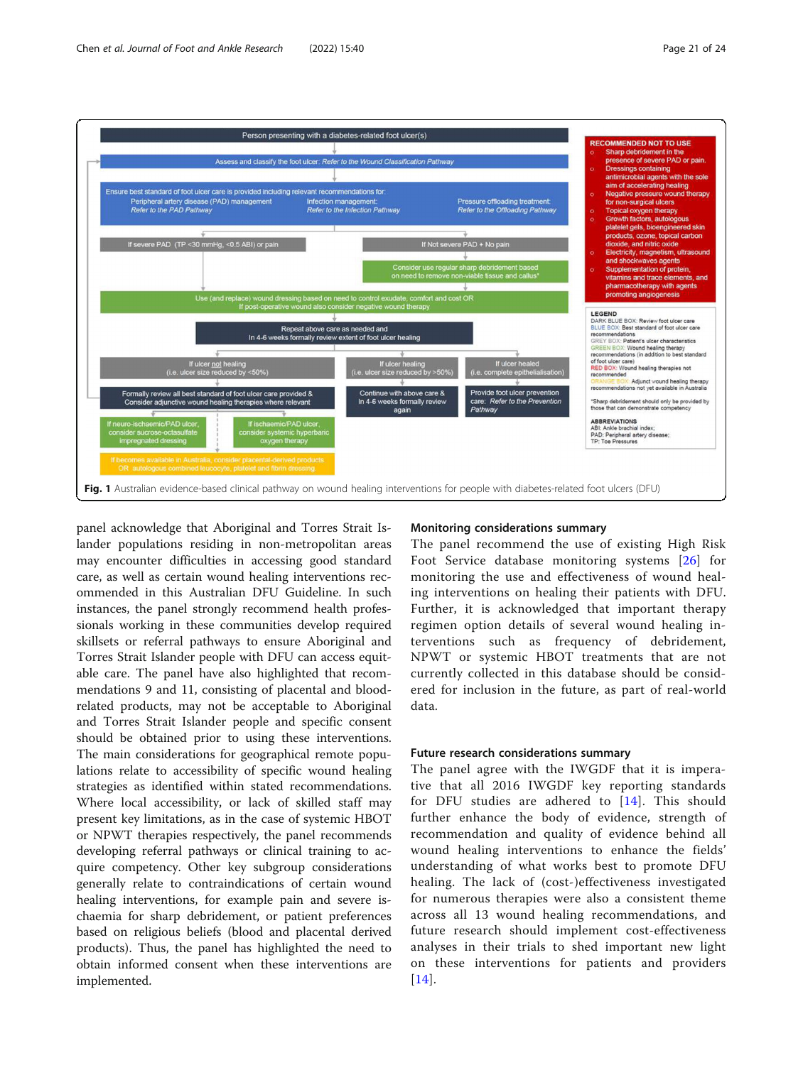Person presenting with a diabetes-related foot ulcer(s)

Assess and classify the foot ulcer: *Refer to the Wound Classification Pathway*

Ensure best standard of foot ulcer care is provided including relevant recommendations for:
- Peripheral artery disease (PAD) management: *Refer to the PAD Pathway*
- Infection management: *Refer to the Infection Pathway*
- Pressure offloading treatment: *Refer to the Offloading Pathway*

If severe PAD (TP <30 mmHg, <0.5 ABI) or pain

If Not severe PAD + No pain

Consider use regular sharp debridement based on need to remove non-viable tissue and callus*

Use (and replace) wound dressing based on need to control exudate, comfort and cost OR If post-operative wound also consider negative wound therapy

Repeat above care as needed and In 4-6 weeks formally review extent of foot ulcer healing

If ulcer not healing (i.e. ulcer size reduced by <50%)

If ulcer healing (i.e. ulcer size reduced by >50%)

If ulcer healed (i.e. complete epithelialisation)

Formally review all best standard of foot ulcer care provided & Consider adjunctive wound healing therapies where relevant

Continue with above care & In 4-6 weeks formally review again

Provide foot ulcer prevention care: *Refer to the Prevention Pathway*

If neuro-ischaemic/PAD ulcer, consider sucrose-octasulfate impregnated dressing

If ischaemic/PAD ulcer, consider systemic hyperbaric oxygen therapy

If becomes available in Australia, consider placental-derived products OR autologous combined leucocyte, platelet and fibrin dressing

**RECOMMENDED NOT TO USE**
- Sharp debridement in the presence of severe PAD or pain.
- Dressings containing antimicrobial agents with the sole aim of accelerating healing
- Negative pressure wound therapy for non-surgical ulcers
- Topical oxygen therapy
- Growth factors, autologous platelet gels, bioengineered skin products, ozone, topical carbon dioxide, and nitric oxide
- Electricity, magnetism, ultrasound and shockwaves agents
- Supplementation of protein, vitamins and trace elements, and pharmacotherapy with agents promoting angiogenesis

**LEGEND**
DARK BLUE BOX: Review foot ulcer care recommendations
BLUE BOX: Best standard of foot ulcer care recommendations
GREY BOX: Patient's ulcer characteristics
GREEN BOX: Wound healing therapy recommendations (in addition to best standard of foot ulcer care)
RED BOX: Wound healing therapies not recommended
ORANGE BOX: Adjunct wound healing therapy recommendations not yet available in Australia

*Sharp debridement should only be provided by those that can demonstrate competency

**ABBREVIATIONS**
ABI: Ankle brachial index;
PAD: Peripheral artery disease;
TP: Toe Pressures

**Fig. 1** Australian evidence-based clinical pathway on wound healing interventions for people with diabetes-related foot ulcers (DFU)

panel acknowledge that Aboriginal and Torres Strait Islander populations residing in non-metropolitan areas may encounter difficulties in accessing good standard care, as well as certain wound healing interventions recommended in this Australian DFU Guideline. In such instances, the panel strongly recommend health professionals working in these communities develop required skillsets or referral pathways to ensure Aboriginal and Torres Strait Islander people with DFU can access equitable care. The panel have also highlighted that recommendations 9 and 11, consisting of placental and blood-related products, may not be acceptable to Aboriginal and Torres Strait Islander people and specific consent should be obtained prior to using these interventions. The main considerations for geographical remote populations relate to accessibility of specific wound healing strategies as identified within stated recommendations. Where local accessibility, or lack of skilled staff may present key limitations, as in the case of systemic HBOT or NPWT therapies respectively, the panel recommends developing referral pathways or clinical training to acquire competency. Other key subgroup considerations generally relate to contraindications of certain wound healing interventions, for example pain and severe ischaemia for sharp debridement, or patient preferences based on religious beliefs (blood and placental derived products). Thus, the panel has highlighted the need to obtain informed consent when these interventions are implemented.

## Monitoring considerations summary

The panel recommend the use of existing High Risk Foot Service database monitoring systems [26] for monitoring the use and effectiveness of wound healing interventions on healing their patients with DFU. Further, it is acknowledged that important therapy regimen option details of several wound healing interventions such as frequency of debridement, NPWT or systemic HBOT treatments that are not currently collected in this database should be considered for inclusion in the future, as part of real-world data.

## Future research considerations summary

The panel agree with the IWGDF that it is imperative that all 2016 IWGDF key reporting standards for DFU studies are adhered to [14]. This should further enhance the body of evidence, strength of recommendation and quality of evidence behind all wound healing interventions to enhance the fields' understanding of what works best to promote DFU healing. The lack of (cost-)effectiveness investigated for numerous therapies were also a consistent theme across all 13 wound healing recommendations, and future research should implement cost-effectiveness analyses in their trials to shed important new light on these interventions for patients and providers [14].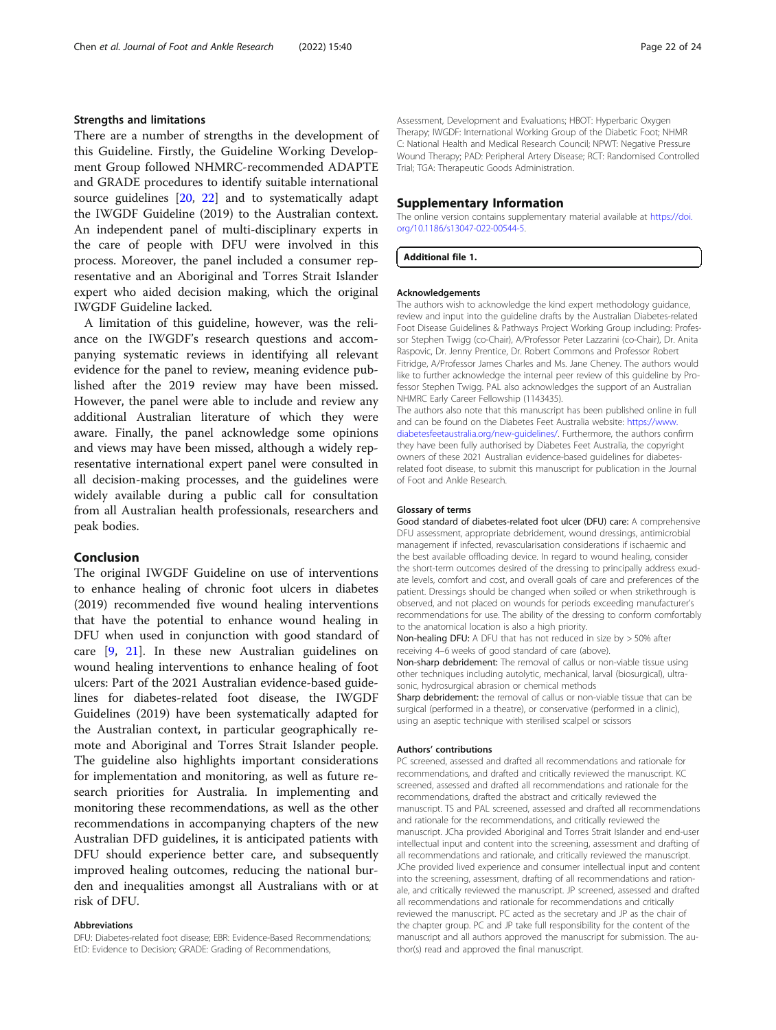## Strengths and limitations

There are a number of strengths in the development of this Guideline. Firstly, the Guideline Working Development Group followed NHMRC-recommended ADAPTE and GRADE procedures to identify suitable international source guidelines [20, 22] and to systematically adapt the IWGDF Guideline (2019) to the Australian context. An independent panel of multi-disciplinary experts in the care of people with DFU were involved in this process. Moreover, the panel included a consumer representative and an Aboriginal and Torres Strait Islander expert who aided decision making, which the original IWGDF Guideline lacked.

A limitation of this guideline, however, was the reliance on the IWGDF's research questions and accompanying systematic reviews in identifying all relevant evidence for the panel to review, meaning evidence published after the 2019 review may have been missed. However, the panel were able to include and review any additional Australian literature of which they were aware. Finally, the panel acknowledge some opinions and views may have been missed, although a widely representative international expert panel were consulted in all decision-making processes, and the guidelines were widely available during a public call for consultation from all Australian health professionals, researchers and peak bodies.

## Conclusion

The original IWGDF Guideline on use of interventions to enhance healing of chronic foot ulcers in diabetes (2019) recommended five wound healing interventions that have the potential to enhance wound healing in DFU when used in conjunction with good standard of care [9, 21]. In these new Australian guidelines on wound healing interventions to enhance healing of foot ulcers: Part of the 2021 Australian evidence-based guidelines for diabetes-related foot disease, the IWGDF Guidelines (2019) have been systematically adapted for the Australian context, in particular geographically remote and Aboriginal and Torres Strait Islander people. The guideline also highlights important considerations for implementation and monitoring, as well as future research priorities for Australia. In implementing and monitoring these recommendations, as well as the other recommendations in accompanying chapters of the new Australian DFD guidelines, it is anticipated patients with DFU should experience better care, and subsequently improved healing outcomes, reducing the national burden and inequalities amongst all Australians with or at risk of DFU.

### Abbreviations

DFU: Diabetes-related foot disease; EBR: Evidence-Based Recommendations; EtD: Evidence to Decision; GRADE: Grading of Recommendations, Assessment, Development and Evaluations; HBOT: Hyperbaric Oxygen Therapy; IWGDF: International Working Group of the Diabetic Foot; NHMRC: National Health and Medical Research Council; NPWT: Negative Pressure Wound Therapy; PAD: Peripheral Artery Disease; RCT: Randomised Controlled Trial; TGA: Therapeutic Goods Administration.

## Supplementary Information

The online version contains supplementary material available at https://doi.org/10.1186/s13047-022-00544-5.

**Additional file 1.**

### Acknowledgements

The authors wish to acknowledge the kind expert methodology guidance, review and input into the guideline drafts by the Australian Diabetes-related Foot Disease Guidelines & Pathways Project Working Group including: Professor Stephen Twigg (co-Chair), A/Professor Peter Lazzarini (co-Chair), Dr. Anita Raspovic, Dr. Jenny Prentice, Dr. Robert Commons and Professor Robert Fitridge, A/Professor James Charles and Ms. Jane Cheney. The authors would like to further acknowledge the internal peer review of this guideline by Professor Stephen Twigg. PAL also acknowledges the support of an Australian NHMRC Early Career Fellowship (1143435).

The authors also note that this manuscript has been published online in full and can be found on the Diabetes Feet Australia website: https://www.diabetesfeetaustralia.org/new-guidelines/. Furthermore, the authors confirm they have been fully authorised by Diabetes Feet Australia, the copyright owners of these 2021 Australian evidence-based guidelines for diabetes-related foot disease, to submit this manuscript for publication in the Journal of Foot and Ankle Research.

### Glossary of terms

**Good standard of diabetes-related foot ulcer (DFU) care:** A comprehensive DFU assessment, appropriate debridement, wound dressings, antimicrobial management if infected, revascularisation considerations if ischaemic and the best available offloading device. In regard to wound healing, consider the short-term outcomes desired of the dressing to principally address exudate levels, comfort and cost, and overall goals of care and preferences of the patient. Dressings should be changed when soiled or when strikethrough is observed, and not placed on wounds for periods exceeding manufacturer's recommendations for use. The ability of the dressing to conform comfortably to the anatomical location is also a high priority.

**Non-healing DFU:** A DFU that has not reduced in size by > 50% after receiving 4–6 weeks of good standard of care (above).

**Non-sharp debridement:** The removal of callus or non-viable tissue using other techniques including autolytic, mechanical, larval (biosurgical), ultrasonic, hydrosurgical abrasion or chemical methods

**Sharp debridement:** the removal of callus or non-viable tissue that can be surgical (performed in a theatre), or conservative (performed in a clinic), using an aseptic technique with sterilised scalpel or scissors

### Authors' contributions

PC screened, assessed and drafted all recommendations and rationale for recommendations, and drafted and critically reviewed the manuscript. KC screened, assessed and drafted all recommendations and rationale for the recommendations, drafted the abstract and critically reviewed the manuscript. TS and PAL screened, assessed and drafted all recommendations and rationale for the recommendations, and critically reviewed the manuscript. JCha provided Aboriginal and Torres Strait Islander and end-user intellectual input and content into the screening, assessment and drafting of all recommendations and rationale, and critically reviewed the manuscript. JChe provided lived experience and consumer intellectual input and content into the screening, assessment, drafting of all recommendations and rationale, and critically reviewed the manuscript. JP screened, assessed and drafted all recommendations and rationale for recommendations and critically reviewed the manuscript. PC acted as the secretary and JP as the chair of the chapter group. PC and JP take full responsibility for the content of the manuscript and all authors approved the manuscript for submission. The author(s) read and approved the final manuscript.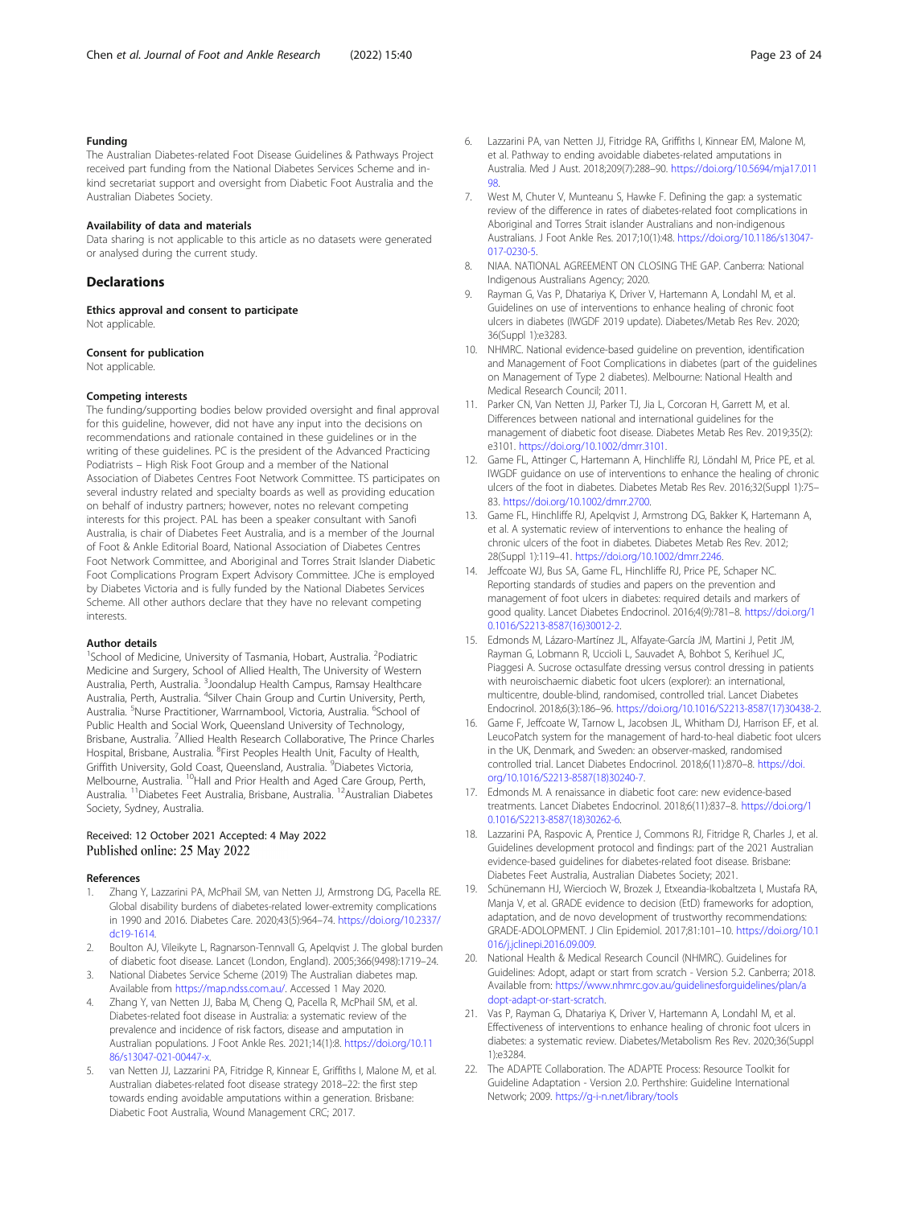#### Funding

The Australian Diabetes-related Foot Disease Guidelines & Pathways Project received part funding from the National Diabetes Services Scheme and in-kind secretariat support and oversight from Diabetic Foot Australia and the Australian Diabetes Society.

#### Availability of data and materials

Data sharing is not applicable to this article as no datasets were generated or analysed during the current study.

## Declarations

#### Ethics approval and consent to participate

Not applicable.

#### Consent for publication

Not applicable.

#### Competing interests

The funding/supporting bodies below provided oversight and final approval for this guideline, however, did not have any input into the decisions on recommendations and rationale contained in these guidelines or in the writing of these guidelines. PC is the president of the Advanced Practicing Podiatrists – High Risk Foot Group and a member of the National Association of Diabetes Centres Foot Network Committee. TS participates on several industry related and specialty boards as well as providing education on behalf of industry partners; however, notes no relevant competing interests for this project. PAL has been a speaker consultant with Sanofi Australia, is chair of Diabetes Feet Australia, and is a member of the Journal of Foot & Ankle Editorial Board, National Association of Diabetes Centres Foot Network Committee, and Aboriginal and Torres Strait Islander Diabetic Foot Complications Program Expert Advisory Committee. JChe is employed by Diabetes Victoria and is fully funded by the National Diabetes Services Scheme. All other authors declare that they have no relevant competing interests.

#### Author details

[1]School of Medicine, University of Tasmania, Hobart, Australia. [2]Podiatric Medicine and Surgery, School of Allied Health, The University of Western Australia, Perth, Australia. [3]Joondalup Health Campus, Ramsay Healthcare Australia, Perth, Australia. [4]Silver Chain Group and Curtin University, Perth, Australia. [5]Nurse Practitioner, Warrnambool, Victoria, Australia. [6]School of Public Health and Social Work, Queensland University of Technology, Brisbane, Australia. [7]Allied Health Research Collaborative, The Prince Charles Hospital, Brisbane, Australia. [8]First Peoples Health Unit, Faculty of Health, Griffith University, Gold Coast, Queensland, Australia. [9]Diabetes Victoria, Melbourne, Australia. [10]Hall and Prior Health and Aged Care Group, Perth, Australia. [11]Diabetes Feet Australia, Brisbane, Australia. [12]Australian Diabetes Society, Sydney, Australia.

Received: 12 October 2021 Accepted: 4 May 2022
Published online: 25 May 2022

#### References

1. Zhang Y, Lazzarini PA, McPhail SM, van Netten JJ, Armstrong DG, Pacella RE. Global disability burdens of diabetes-related lower-extremity complications in 1990 and 2016. Diabetes Care. 2020;43(5):964–74. https://doi.org/10.2337/dc19-1614.
2. Boulton AJ, Vileikyte L, Ragnarson-Tennvall G, Apelqvist J. The global burden of diabetic foot disease. Lancet (London, England). 2005;366(9498):1719–24.
3. National Diabetes Service Scheme (2019) The Australian diabetes map. Available from https://map.ndss.com.au/. Accessed 1 May 2020.
4. Zhang Y, van Netten JJ, Baba M, Cheng Q, Pacella R, McPhail SM, et al. Diabetes-related foot disease in Australia: a systematic review of the prevalence and incidence of risk factors, disease and amputation in Australian populations. J Foot Ankle Res. 2021;14(1):8. https://doi.org/10.1186/s13047-021-00447-x.
5. van Netten JJ, Lazzarini PA, Fitridge R, Kinnear E, Griffiths I, Malone M, et al. Australian diabetes-related foot disease strategy 2018–22: the first step towards ending avoidable amputations within a generation. Brisbane: Diabetic Foot Australia, Wound Management CRC; 2017.
6. Lazzarini PA, van Netten JJ, Fitridge RA, Griffiths I, Kinnear EM, Malone M, et al. Pathway to ending avoidable diabetes-related amputations in Australia. Med J Aust. 2018;209(7):288–90. https://doi.org/10.5694/mja17.01198.
7. West M, Chuter V, Munteanu S, Hawke F. Defining the gap: a systematic review of the difference in rates of diabetes-related foot complications in Aboriginal and Torres Strait islander Australians and non-indigenous Australians. J Foot Ankle Res. 2017;10(1):48. https://doi.org/10.1186/s13047-017-0230-5.
8. NIAA. NATIONAL AGREEMENT ON CLOSING THE GAP. Canberra: National Indigenous Australians Agency; 2020.
9. Rayman G, Vas P, Dhatariya K, Driver V, Hartemann A, Londahl M, et al. Guidelines on use of interventions to enhance healing of chronic foot ulcers in diabetes (IWGDF 2019 update). Diabetes/Metab Res Rev. 2020; 36(Suppl 1):e3283.
10. NHMRC. National evidence-based guideline on prevention, identification and Management of Foot Complications in diabetes (part of the guidelines on Management of Type 2 diabetes). Melbourne: National Health and Medical Research Council; 2011.
11. Parker CN, Van Netten JJ, Parker TJ, Jia L, Corcoran H, Garrett M, et al. Differences between national and international guidelines for the management of diabetic foot disease. Diabetes Metab Res Rev. 2019;35(2): e3101. https://doi.org/10.1002/dmrr.3101.
12. Game FL, Attinger C, Hartemann A, Hinchliffe RJ, Löndahl M, Price PE, et al. IWGDF guidance on use of interventions to enhance the healing of chronic ulcers of the foot in diabetes. Diabetes Metab Res Rev. 2016;32(Suppl 1):75–83. https://doi.org/10.1002/dmrr.2700.
13. Game FL, Hinchliffe RJ, Apelqvist J, Armstrong DG, Bakker K, Hartemann A, et al. A systematic review of interventions to enhance the healing of chronic ulcers of the foot in diabetes. Diabetes Metab Res Rev. 2012; 28(Suppl 1):119–41. https://doi.org/10.1002/dmrr.2246.
14. Jeffcoate WJ, Bus SA, Game FL, Hinchliffe RJ, Price PE, Schaper NC. Reporting standards of studies and papers on the prevention and management of foot ulcers in diabetes: required details and markers of good quality. Lancet Diabetes Endocrinol. 2016;4(9):781–8. https://doi.org/10.1016/S2213-8587(16)30012-2.
15. Edmonds M, Lázaro-Martínez JL, Alfayate-García JM, Martini J, Petit JM, Rayman G, Lobmann R, Uccioli L, Sauvadet A, Bohbot S, Kerihuel JC, Piaggesi A. Sucrose octasulfate dressing versus control dressing in patients with neuroischaemic diabetic foot ulcers (explorer): an international, multicentre, double-blind, randomised, controlled trial. Lancet Diabetes Endocrinol. 2018;6(3):186–96. https://doi.org/10.1016/S2213-8587(17)30438-2.
16. Game F, Jeffcoate W, Tarnow L, Jacobsen JL, Whitham DJ, Harrison EF, et al. LeucoPatch system for the management of hard-to-heal diabetic foot ulcers in the UK, Denmark, and Sweden: an observer-masked, randomised controlled trial. Lancet Diabetes Endocrinol. 2018;6(11):870–8. https://doi.org/10.1016/S2213-8587(18)30240-7.
17. Edmonds M. A renaissance in diabetic foot care: new evidence-based treatments. Lancet Diabetes Endocrinol. 2018;6(11):837–8. https://doi.org/10.1016/S2213-8587(18)30262-6.
18. Lazzarini PA, Raspovic A, Prentice J, Commons RJ, Fitridge R, Charles J, et al. Guidelines development protocol and findings: part of the 2021 Australian evidence-based guidelines for diabetes-related foot disease. Brisbane: Diabetes Feet Australia, Australian Diabetes Society; 2021.
19. Schünemann HJ, Wiercioch W, Brozek J, Etxeandia-Ikobaltzeta I, Mustafa RA, Manja V, et al. GRADE evidence to decision (EtD) frameworks for adoption, adaptation, and de novo development of trustworthy recommendations: GRADE-ADOLOPMENT. J Clin Epidemiol. 2017;81:101–10. https://doi.org/10.1016/j.jclinepi.2016.09.009.
20. National Health & Medical Research Council (NHMRC). Guidelines for Guidelines: Adopt, adapt or start from scratch - Version 5.2. Canberra; 2018. Available from: https://www.nhmrc.gov.au/guidelinesforguidelines/plan/adopt-adapt-or-start-scratch.
21. Vas P, Rayman G, Dhatariya K, Driver V, Hartemann A, Londahl M, et al. Effectiveness of interventions to enhance healing of chronic foot ulcers in diabetes: a systematic review. Diabetes/Metabolism Res Rev. 2020;36(Suppl 1):e3284.
22. The ADAPTE Collaboration. The ADAPTE Process: Resource Toolkit for Guideline Adaptation - Version 2.0. Perthshire: Guideline International Network; 2009. https://g-i-n.net/library/tools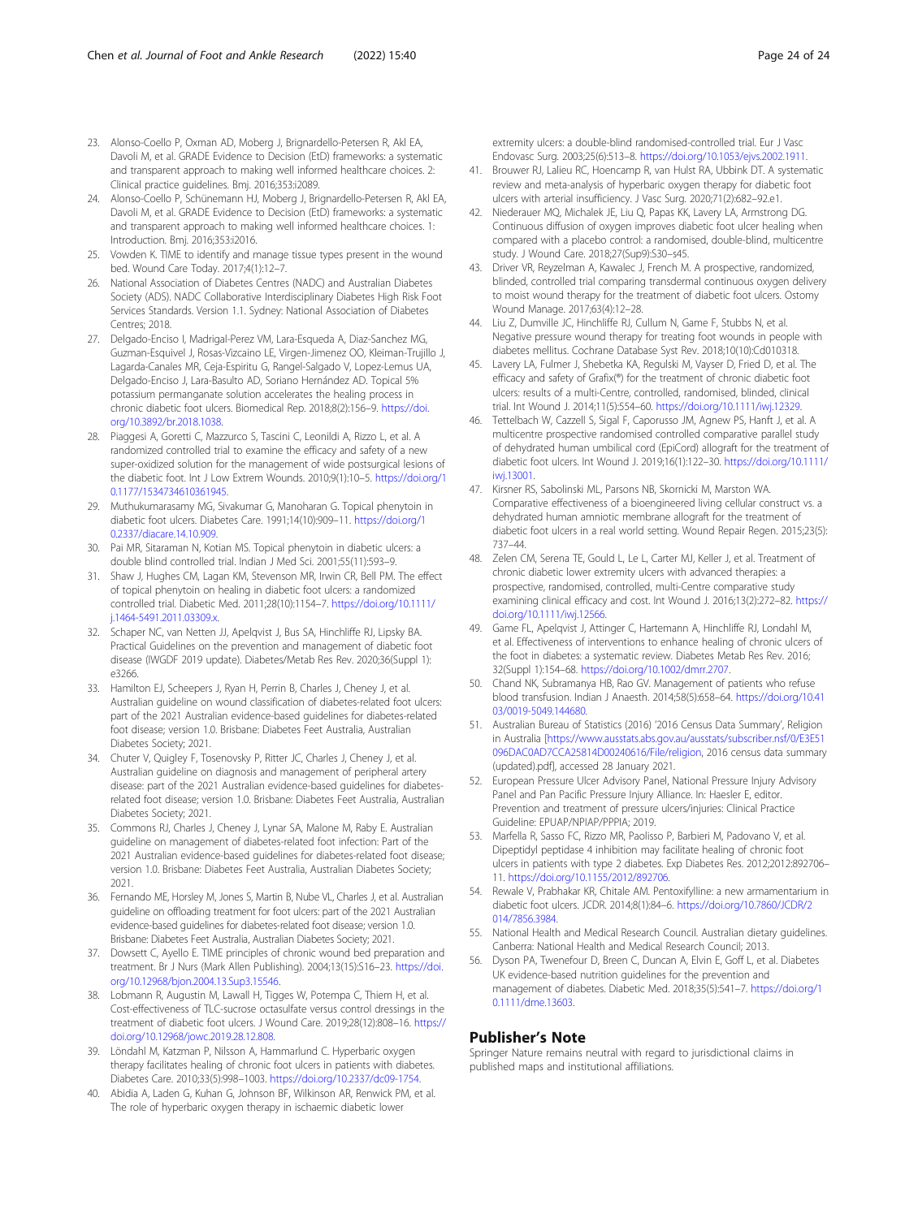23. Alonso-Coello P, Oxman AD, Moberg J, Brignardello-Petersen R, Akl EA, Davoli M, et al. GRADE Evidence to Decision (EtD) frameworks: a systematic and transparent approach to making well informed healthcare choices. 2: Clinical practice guidelines. Bmj. 2016;353:i2089.
24. Alonso-Coello P, Schünemann HJ, Moberg J, Brignardello-Petersen R, Akl EA, Davoli M, et al. GRADE Evidence to Decision (EtD) frameworks: a systematic and transparent approach to making well informed healthcare choices. 1: Introduction. Bmj. 2016;353:i2016.
25. Vowden K. TIME to identify and manage tissue types present in the wound bed. Wound Care Today. 2017;4(1):12–7.
26. National Association of Diabetes Centres (NADC) and Australian Diabetes Society (ADS). NADC Collaborative Interdisciplinary Diabetes High Risk Foot Services Standards. Version 1.1. Sydney: National Association of Diabetes Centres; 2018.
27. Delgado-Enciso I, Madrigal-Perez VM, Lara-Esqueda A, Diaz-Sanchez MG, Guzman-Esquivel J, Rosas-Vizcaino LE, Virgen-Jimenez OO, Kleiman-Trujillo J, Lagarda-Canales MR, Ceja-Espiritu G, Rangel-Salgado V, Lopez-Lemus UA, Delgado-Enciso J, Lara-Basulto AD, Soriano Hernández AD. Topical 5% potassium permanganate solution accelerates the healing process in chronic diabetic foot ulcers. Biomedical Rep. 2018;8(2):156–9. https://doi.org/10.3892/br.2018.1038.
28. Piaggesi A, Goretti C, Mazzurco S, Tascini C, Leonildi A, Rizzo L, et al. A randomized controlled trial to examine the efficacy and safety of a new super-oxidized solution for the management of wide postsurgical lesions of the diabetic foot. Int J Low Extrem Wounds. 2010;9(1):10–5. https://doi.org/10.1177/1534734610361945.
29. Muthukumarasamy MG, Sivakumar G, Manoharan G. Topical phenytoin in diabetic foot ulcers. Diabetes Care. 1991;14(10):909–11. https://doi.org/10.2337/diacare.14.10.909.
30. Pai MR, Sitaraman N, Kotian MS. Topical phenytoin in diabetic ulcers: a double blind controlled trial. Indian J Med Sci. 2001;55(11):593–9.
31. Shaw J, Hughes CM, Lagan KM, Stevenson MR, Irwin CR, Bell PM. The effect of topical phenytoin on healing in diabetic foot ulcers: a randomized controlled trial. Diabetic Med. 2011;28(10):1154–7. https://doi.org/10.1111/j.1464-5491.2011.03309.x.
32. Schaper NC, van Netten JJ, Apelqvist J, Bus SA, Hinchliffe RJ, Lipsky BA. Practical Guidelines on the prevention and management of diabetic foot disease (IWGDF 2019 update). Diabetes/Metab Res Rev. 2020;36(Suppl 1): e3266.
33. Hamilton EJ, Scheepers J, Ryan H, Perrin B, Charles J, Cheney J, et al. Australian guideline on wound classification of diabetes-related foot ulcers: part of the 2021 Australian evidence-based guidelines for diabetes-related foot disease; version 1.0. Brisbane: Diabetes Feet Australia, Australian Diabetes Society; 2021.
34. Chuter V, Quigley F, Tosenovsky P, Ritter JC, Charles J, Cheney J, et al. Australian guideline on diagnosis and management of peripheral artery disease: part of the 2021 Australian evidence-based guidelines for diabetes-related foot disease; version 1.0. Brisbane: Diabetes Feet Australia, Australian Diabetes Society; 2021.
35. Commons RJ, Charles J, Cheney J, Lynar SA, Malone M, Raby E. Australian guideline on management of diabetes-related foot infection: Part of the 2021 Australian evidence-based guidelines for diabetes-related foot disease; version 1.0. Brisbane: Diabetes Feet Australia, Australian Diabetes Society; 2021.
36. Fernando ME, Horsley M, Jones S, Martin B, Nube VL, Charles J, et al. Australian guideline on offloading treatment for foot ulcers: part of the 2021 Australian evidence-based guidelines for diabetes-related foot disease; version 1.0. Brisbane: Diabetes Feet Australia, Australian Diabetes Society; 2021.
37. Dowsett C, Ayello E. TIME principles of chronic wound bed preparation and treatment. Br J Nurs (Mark Allen Publishing). 2004;13(15):S16–23. https://doi.org/10.12968/bjon.2004.13.Sup3.15546.
38. Lobmann R, Augustin M, Lawall H, Tigges W, Potempa C, Thiem H, et al. Cost-effectiveness of TLC-sucrose octasulfate versus control dressings in the treatment of diabetic foot ulcers. J Wound Care. 2019;28(12):808–16. https://doi.org/10.12968/jowc.2019.28.12.808.
39. Löndahl M, Katzman P, Nilsson A, Hammarlund C. Hyperbaric oxygen therapy facilitates healing of chronic foot ulcers in patients with diabetes. Diabetes Care. 2010;33(5):998–1003. https://doi.org/10.2337/dc09-1754.
40. Abidia A, Laden G, Kuhan G, Johnson BF, Wilkinson AR, Renwick PM, et al. The role of hyperbaric oxygen therapy in ischaemic diabetic lower extremity ulcers: a double-blind randomised-controlled trial. Eur J Vasc Endovasc Surg. 2003;25(6):513–8. https://doi.org/10.1053/ejvs.2002.1911.
41. Brouwer RJ, Lalieu RC, Hoencamp R, van Hulst RA, Ubbink DT. A systematic review and meta-analysis of hyperbaric oxygen therapy for diabetic foot ulcers with arterial insufficiency. J Vasc Surg. 2020;71(2):682–92.e1.
42. Niederauer MQ, Michalek JE, Liu Q, Papas KK, Lavery LA, Armstrong DG. Continuous diffusion of oxygen improves diabetic foot ulcer healing when compared with a placebo control: a randomised, double-blind, multicentre study. J Wound Care. 2018;27(Sup9):S30–s45.
43. Driver VR, Reyzelman A, Kawalec J, French M. A prospective, randomized, blinded, controlled trial comparing transdermal continuous oxygen delivery to moist wound therapy for the treatment of diabetic foot ulcers. Ostomy Wound Manage. 2017;63(4):12–28.
44. Liu Z, Dumville JC, Hinchliffe RJ, Cullum N, Game F, Stubbs N, et al. Negative pressure wound therapy for treating foot wounds in people with diabetes mellitus. Cochrane Database Syst Rev. 2018;10(10):Cd010318.
45. Lavery LA, Fulmer J, Shebetka KA, Regulski M, Vayser D, Fried D, et al. The efficacy and safety of Grafix(®) for the treatment of chronic diabetic foot ulcers: results of a multi-Centre, controlled, randomised, blinded, clinical trial. Int Wound J. 2014;11(5):554–60. https://doi.org/10.1111/iwj.12329.
46. Tettelbach W, Cazzell S, Sigal F, Caporusso JM, Agnew PS, Hanft J, et al. A multicentre prospective randomised controlled comparative parallel study of dehydrated human umbilical cord (EpiCord) allograft for the treatment of diabetic foot ulcers. Int Wound J. 2019;16(1):122–30. https://doi.org/10.1111/iwj.13001.
47. Kirsner RS, Sabolinski ML, Parsons NB, Skornicki M, Marston WA. Comparative effectiveness of a bioengineered living cellular construct vs. a dehydrated human amniotic membrane allograft for the treatment of diabetic foot ulcers in a real world setting. Wound Repair Regen. 2015;23(5): 737–44.
48. Zelen CM, Serena TE, Gould L, Le L, Carter MJ, Keller J, et al. Treatment of chronic diabetic lower extremity ulcers with advanced therapies: a prospective, randomised, controlled, multi-Centre comparative study examining clinical efficacy and cost. Int Wound J. 2016;13(2):272–82. https://doi.org/10.1111/iwj.12566.
49. Game FL, Apelqvist J, Attinger C, Hartemann A, Hinchliffe RJ, Londahl M, et al. Effectiveness of interventions to enhance healing of chronic ulcers of the foot in diabetes: a systematic review. Diabetes Metab Res Rev. 2016; 32(Suppl 1):154–68. https://doi.org/10.1002/dmrr.2707.
50. Chand NK, Subramanya HB, Rao GV. Management of patients who refuse blood transfusion. Indian J Anaesth. 2014;58(5):658–64. https://doi.org/10.4103/0019-5049.144680.
51. Australian Bureau of Statistics (2016) '2016 Census Data Summary', Religion in Australia [https://www.ausstats.abs.gov.au/ausstats/subscriber.nsf/0/E3E51096DAC0AD7CCA25814D00240616/File/religion, 2016 census data summary (updated).pdf], accessed 28 January 2021.
52. European Pressure Ulcer Advisory Panel, National Pressure Injury Advisory Panel and Pan Pacific Pressure Injury Alliance. In: Haesler E, editor. Prevention and treatment of pressure ulcers/injuries: Clinical Practice Guideline: EPUAP/NPIAP/PPPIA; 2019.
53. Marfella R, Sasso FC, Rizzo MR, Paolisso P, Barbieri M, Padovano V, et al. Dipeptidyl peptidase 4 inhibition may facilitate healing of chronic foot ulcers in patients with type 2 diabetes. Exp Diabetes Res. 2012;2012:892706–11. https://doi.org/10.1155/2012/892706.
54. Rewale V, Prabhakar KR, Chitale AM. Pentoxifylline: a new armamentarium in diabetic foot ulcers. JCDR. 2014;8(1):84–6. https://doi.org/10.7860/JCDR/2014/7856.3984.
55. National Health and Medical Research Council. Australian dietary guidelines. Canberra: National Health and Medical Research Council; 2013.
56. Dyson PA, Twenefour D, Breen C, Duncan A, Elvin E, Goff L, et al. Diabetes UK evidence-based nutrition guidelines for the prevention and management of diabetes. Diabetic Med. 2018;35(5):541–7. https://doi.org/10.1111/dme.13603.

## Publisher's Note

Springer Nature remains neutral with regard to jurisdictional claims in published maps and institutional affiliations.